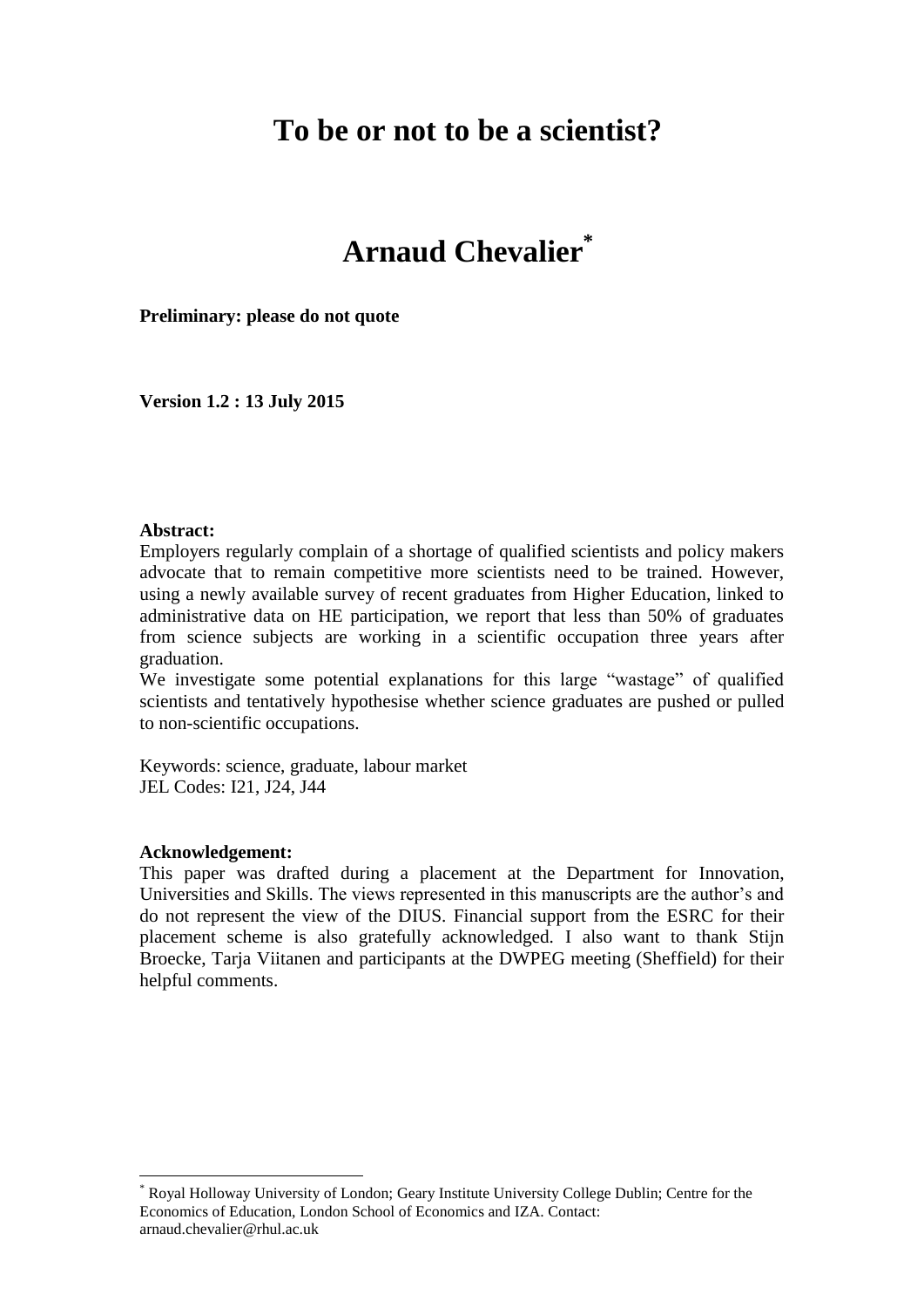# To be or not to be a scientist?

## Arnaud Chevalier[*]

**Preliminary: please do not quote**

**Version 1.2 : 13 July 2015**

**Abstract:**

Employers regularly complain of a shortage of qualified scientists and policy makers advocate that to remain competitive more scientists need to be trained. However, using a newly available survey of recent graduates from Higher Education, linked to administrative data on HE participation, we report that less than 50% of graduates from science subjects are working in a scientific occupation three years after graduation.

We investigate some potential explanations for this large "wastage" of qualified scientists and tentatively hypothesise whether science graduates are pushed or pulled to non-scientific occupations.

Keywords: science, graduate, labour market
JEL Codes: I21, J24, J44

**Acknowledgement:**

This paper was drafted during a placement at the Department for Innovation, Universities and Skills. The views represented in this manuscripts are the author's and do not represent the view of the DIUS. Financial support from the ESRC for their placement scheme is also gratefully acknowledged. I also want to thank Stijn Broecke, Tarja Viitanen and participants at the DWPEG meeting (Sheffield) for their helpful comments.

[*] Royal Holloway University of London; Geary Institute University College Dublin; Centre for the Economics of Education, London School of Economics and IZA. Contact: arnaud.chevalier@rhul.ac.uk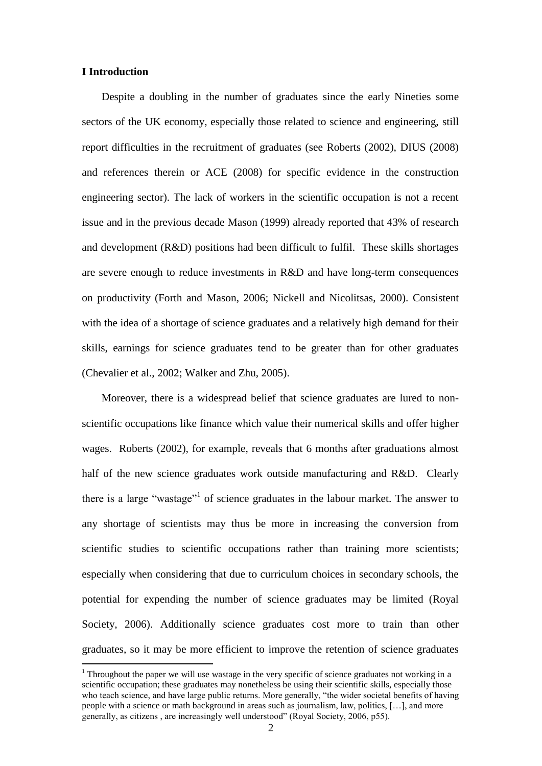## I Introduction

Despite a doubling in the number of graduates since the early Nineties some sectors of the UK economy, especially those related to science and engineering, still report difficulties in the recruitment of graduates (see Roberts (2002), DIUS (2008) and references therein or ACE (2008) for specific evidence in the construction engineering sector). The lack of workers in the scientific occupation is not a recent issue and in the previous decade Mason (1999) already reported that 43% of research and development (R&D) positions had been difficult to fulfil. These skills shortages are severe enough to reduce investments in R&D and have long-term consequences on productivity (Forth and Mason, 2006; Nickell and Nicolitsas, 2000). Consistent with the idea of a shortage of science graduates and a relatively high demand for their skills, earnings for science graduates tend to be greater than for other graduates (Chevalier et al., 2002; Walker and Zhu, 2005).

Moreover, there is a widespread belief that science graduates are lured to non-scientific occupations like finance which value their numerical skills and offer higher wages. Roberts (2002), for example, reveals that 6 months after graduations almost half of the new science graduates work outside manufacturing and R&D. Clearly there is a large "wastage"[1] of science graduates in the labour market. The answer to any shortage of scientists may thus be more in increasing the conversion from scientific studies to scientific occupations rather than training more scientists; especially when considering that due to curriculum choices in secondary schools, the potential for expending the number of science graduates may be limited (Royal Society, 2006). Additionally science graduates cost more to train than other graduates, so it may be more efficient to improve the retention of science graduates

[1] Throughout the paper we will use wastage in the very specific of science graduates not working in a scientific occupation; these graduates may nonetheless be using their scientific skills, especially those who teach science, and have large public returns. More generally, "the wider societal benefits of having people with a science or math background in areas such as journalism, law, politics, […], and more generally, as citizens , are increasingly well understood" (Royal Society, 2006, p55).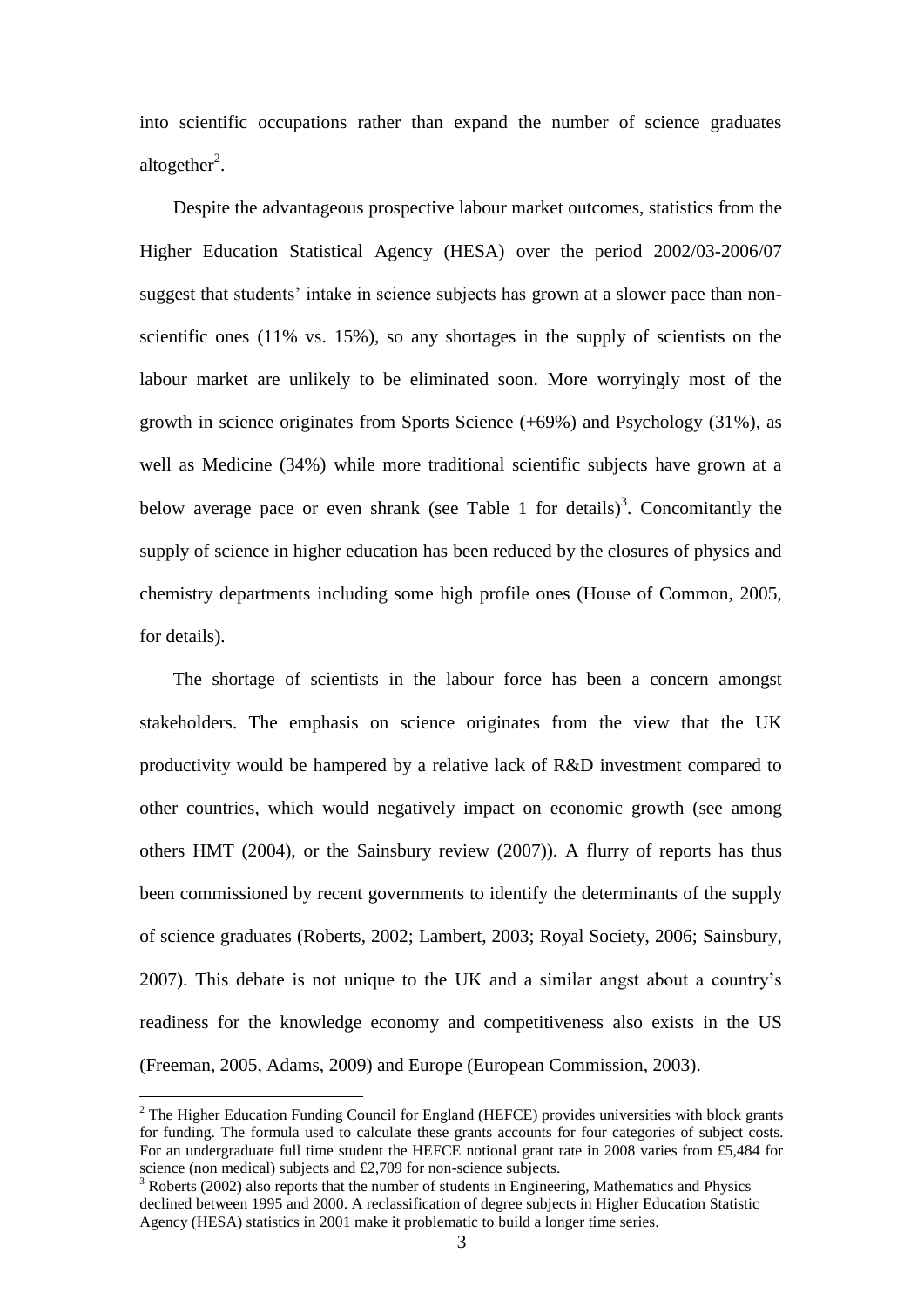into scientific occupations rather than expand the number of science graduates altogether[2].

Despite the advantageous prospective labour market outcomes, statistics from the Higher Education Statistical Agency (HESA) over the period 2002/03-2006/07 suggest that students' intake in science subjects has grown at a slower pace than non-scientific ones (11% vs. 15%), so any shortages in the supply of scientists on the labour market are unlikely to be eliminated soon. More worryingly most of the growth in science originates from Sports Science (+69%) and Psychology (31%), as well as Medicine (34%) while more traditional scientific subjects have grown at a below average pace or even shrank (see Table 1 for details)[3]. Concomitantly the supply of science in higher education has been reduced by the closures of physics and chemistry departments including some high profile ones (House of Common, 2005, for details).

The shortage of scientists in the labour force has been a concern amongst stakeholders. The emphasis on science originates from the view that the UK productivity would be hampered by a relative lack of R&D investment compared to other countries, which would negatively impact on economic growth (see among others HMT (2004), or the Sainsbury review (2007)). A flurry of reports has thus been commissioned by recent governments to identify the determinants of the supply of science graduates (Roberts, 2002; Lambert, 2003; Royal Society, 2006; Sainsbury, 2007). This debate is not unique to the UK and a similar angst about a country's readiness for the knowledge economy and competitiveness also exists in the US (Freeman, 2005, Adams, 2009) and Europe (European Commission, 2003).

---

[2] The Higher Education Funding Council for England (HEFCE) provides universities with block grants for funding. The formula used to calculate these grants accounts for four categories of subject costs. For an undergraduate full time student the HEFCE notional grant rate in 2008 varies from £5,484 for science (non medical) subjects and £2,709 for non-science subjects.

[3] Roberts (2002) also reports that the number of students in Engineering, Mathematics and Physics declined between 1995 and 2000. A reclassification of degree subjects in Higher Education Statistic Agency (HESA) statistics in 2001 make it problematic to build a longer time series.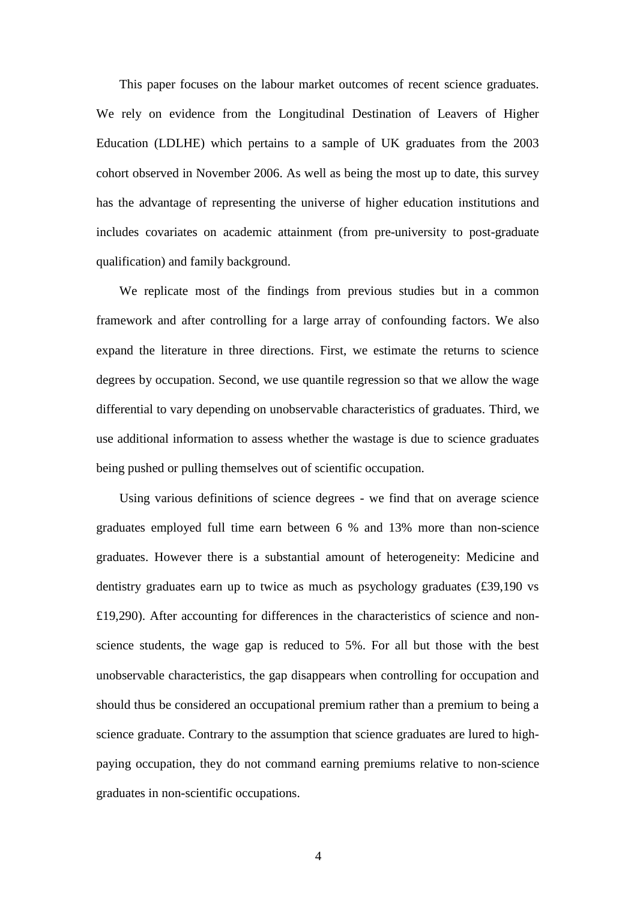This paper focuses on the labour market outcomes of recent science graduates. We rely on evidence from the Longitudinal Destination of Leavers of Higher Education (LDLHE) which pertains to a sample of UK graduates from the 2003 cohort observed in November 2006. As well as being the most up to date, this survey has the advantage of representing the universe of higher education institutions and includes covariates on academic attainment (from pre-university to post-graduate qualification) and family background.

We replicate most of the findings from previous studies but in a common framework and after controlling for a large array of confounding factors. We also expand the literature in three directions. First, we estimate the returns to science degrees by occupation. Second, we use quantile regression so that we allow the wage differential to vary depending on unobservable characteristics of graduates. Third, we use additional information to assess whether the wastage is due to science graduates being pushed or pulling themselves out of scientific occupation.

Using various definitions of science degrees - we find that on average science graduates employed full time earn between 6 % and 13% more than non-science graduates. However there is a substantial amount of heterogeneity: Medicine and dentistry graduates earn up to twice as much as psychology graduates (£39,190 vs £19,290). After accounting for differences in the characteristics of science and non-science students, the wage gap is reduced to 5%. For all but those with the best unobservable characteristics, the gap disappears when controlling for occupation and should thus be considered an occupational premium rather than a premium to being a science graduate. Contrary to the assumption that science graduates are lured to high-paying occupation, they do not command earning premiums relative to non-science graduates in non-scientific occupations.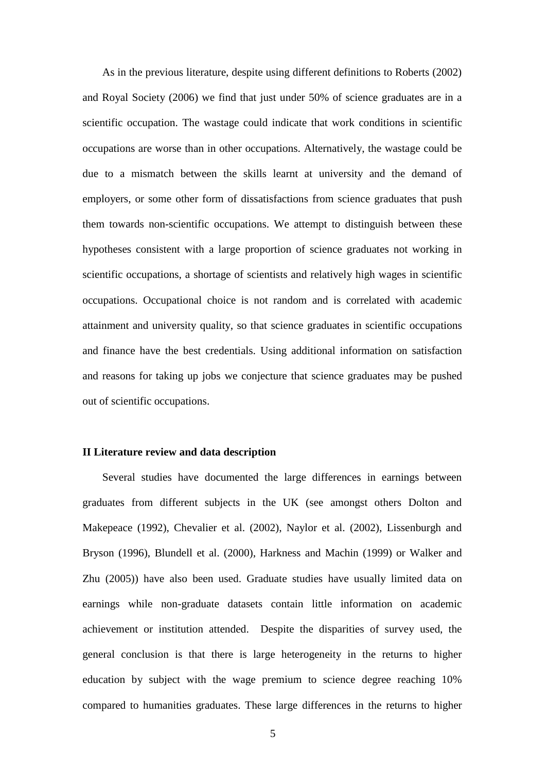As in the previous literature, despite using different definitions to Roberts (2002) and Royal Society (2006) we find that just under 50% of science graduates are in a scientific occupation. The wastage could indicate that work conditions in scientific occupations are worse than in other occupations. Alternatively, the wastage could be due to a mismatch between the skills learnt at university and the demand of employers, or some other form of dissatisfactions from science graduates that push them towards non-scientific occupations. We attempt to distinguish between these hypotheses consistent with a large proportion of science graduates not working in scientific occupations, a shortage of scientists and relatively high wages in scientific occupations. Occupational choice is not random and is correlated with academic attainment and university quality, so that science graduates in scientific occupations and finance have the best credentials. Using additional information on satisfaction and reasons for taking up jobs we conjecture that science graduates may be pushed out of scientific occupations.

## II Literature review and data description

Several studies have documented the large differences in earnings between graduates from different subjects in the UK (see amongst others Dolton and Makepeace (1992), Chevalier et al. (2002), Naylor et al. (2002), Lissenburgh and Bryson (1996), Blundell et al. (2000), Harkness and Machin (1999) or Walker and Zhu (2005)) have also been used. Graduate studies have usually limited data on earnings while non-graduate datasets contain little information on academic achievement or institution attended. Despite the disparities of survey used, the general conclusion is that there is large heterogeneity in the returns to higher education by subject with the wage premium to science degree reaching 10% compared to humanities graduates. These large differences in the returns to higher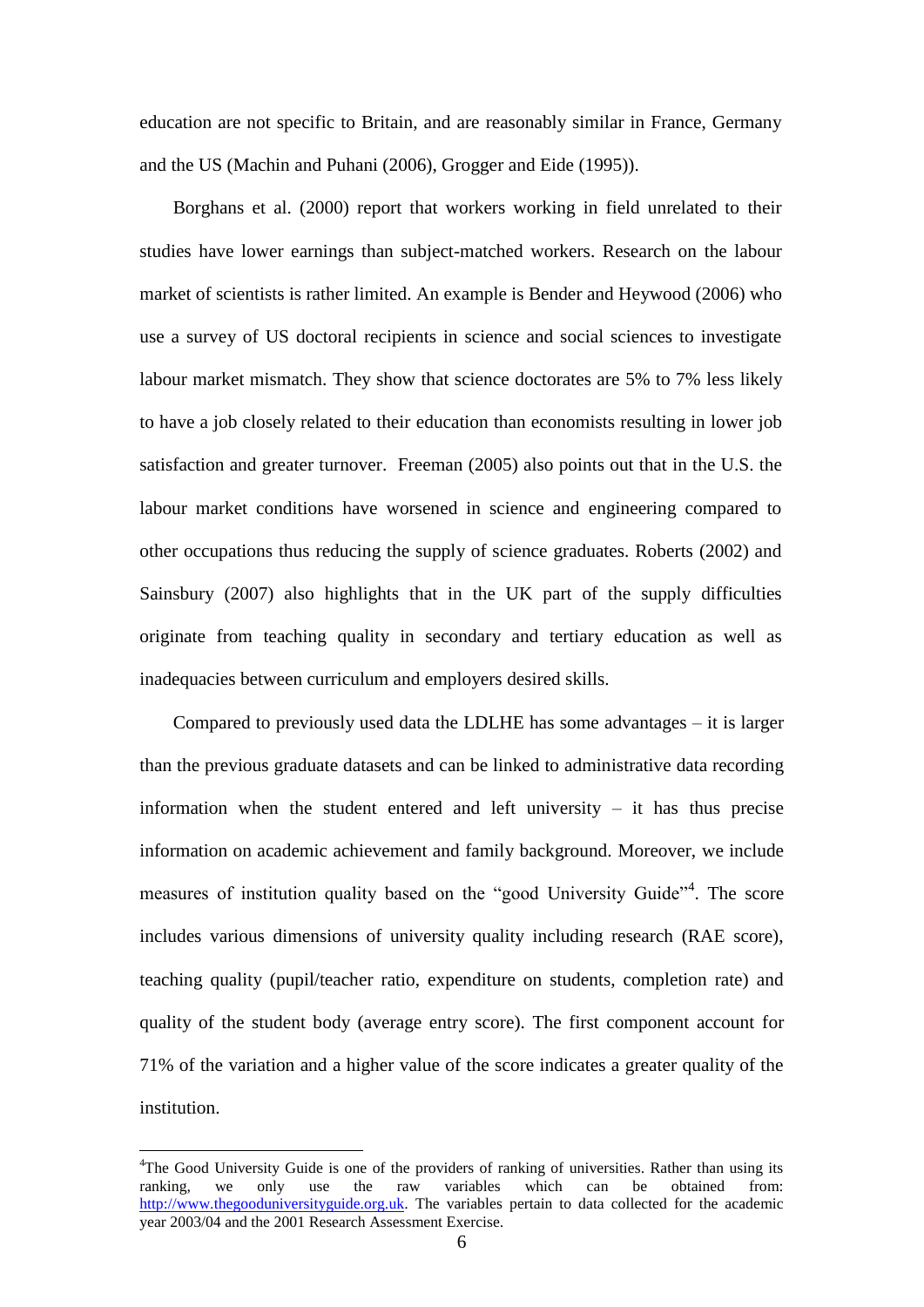education are not specific to Britain, and are reasonably similar in France, Germany and the US (Machin and Puhani (2006), Grogger and Eide (1995)).

Borghans et al. (2000) report that workers working in field unrelated to their studies have lower earnings than subject-matched workers. Research on the labour market of scientists is rather limited. An example is Bender and Heywood (2006) who use a survey of US doctoral recipients in science and social sciences to investigate labour market mismatch. They show that science doctorates are 5% to 7% less likely to have a job closely related to their education than economists resulting in lower job satisfaction and greater turnover. Freeman (2005) also points out that in the U.S. the labour market conditions have worsened in science and engineering compared to other occupations thus reducing the supply of science graduates. Roberts (2002) and Sainsbury (2007) also highlights that in the UK part of the supply difficulties originate from teaching quality in secondary and tertiary education as well as inadequacies between curriculum and employers desired skills.

Compared to previously used data the LDLHE has some advantages – it is larger than the previous graduate datasets and can be linked to administrative data recording information when the student entered and left university – it has thus precise information on academic achievement and family background. Moreover, we include measures of institution quality based on the "good University Guide"[4]. The score includes various dimensions of university quality including research (RAE score), teaching quality (pupil/teacher ratio, expenditure on students, completion rate) and quality of the student body (average entry score). The first component account for 71% of the variation and a higher value of the score indicates a greater quality of the institution.

[4]The Good University Guide is one of the providers of ranking of universities. Rather than using its ranking, we only use the raw variables which can be obtained from: http://www.thegooduniversityguide.org.uk. The variables pertain to data collected for the academic year 2003/04 and the 2001 Research Assessment Exercise.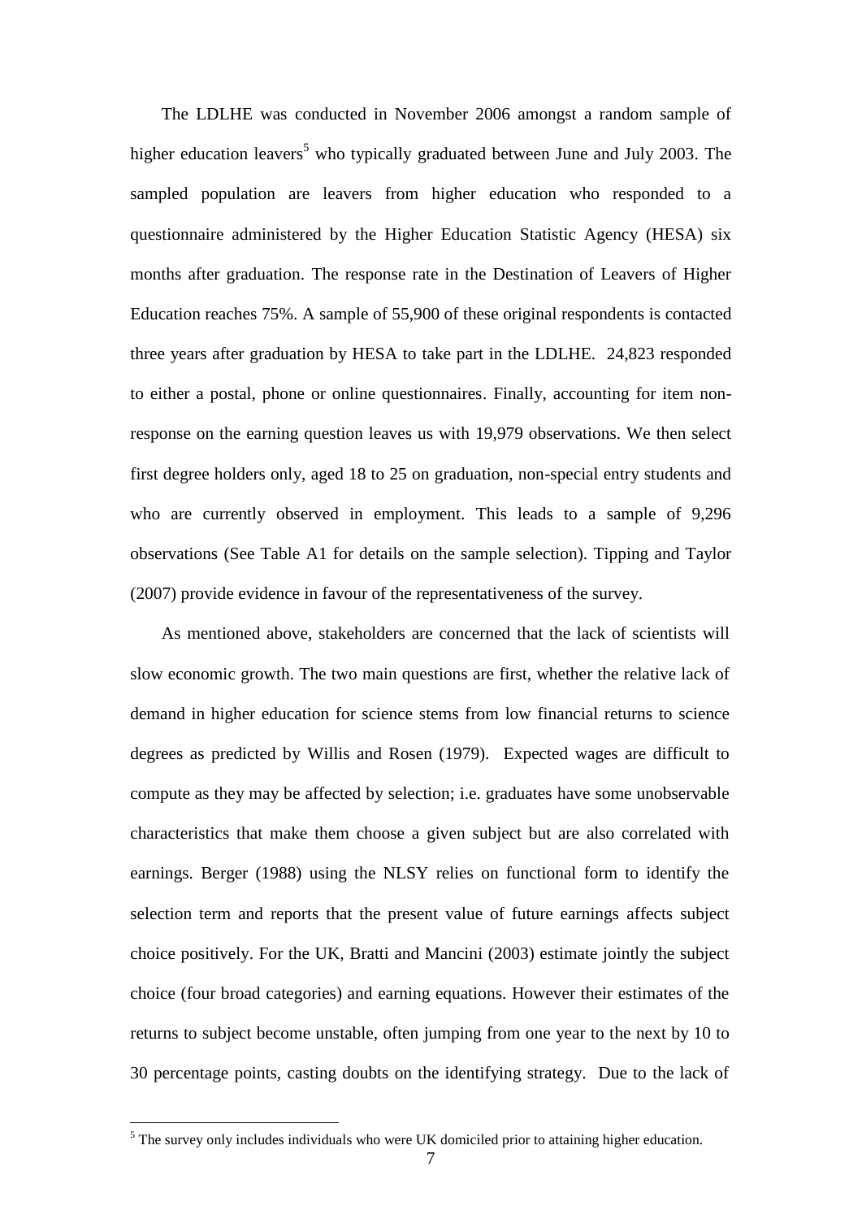The LDLHE was conducted in November 2006 amongst a random sample of higher education leavers[5] who typically graduated between June and July 2003. The sampled population are leavers from higher education who responded to a questionnaire administered by the Higher Education Statistic Agency (HESA) six months after graduation. The response rate in the Destination of Leavers of Higher Education reaches 75%. A sample of 55,900 of these original respondents is contacted three years after graduation by HESA to take part in the LDLHE. 24,823 responded to either a postal, phone or online questionnaires. Finally, accounting for item non-response on the earning question leaves us with 19,979 observations. We then select first degree holders only, aged 18 to 25 on graduation, non-special entry students and who are currently observed in employment. This leads to a sample of 9,296 observations (See Table A1 for details on the sample selection). Tipping and Taylor (2007) provide evidence in favour of the representativeness of the survey.

As mentioned above, stakeholders are concerned that the lack of scientists will slow economic growth. The two main questions are first, whether the relative lack of demand in higher education for science stems from low financial returns to science degrees as predicted by Willis and Rosen (1979). Expected wages are difficult to compute as they may be affected by selection; i.e. graduates have some unobservable characteristics that make them choose a given subject but are also correlated with earnings. Berger (1988) using the NLSY relies on functional form to identify the selection term and reports that the present value of future earnings affects subject choice positively. For the UK, Bratti and Mancini (2003) estimate jointly the subject choice (four broad categories) and earning equations. However their estimates of the returns to subject become unstable, often jumping from one year to the next by 10 to 30 percentage points, casting doubts on the identifying strategy. Due to the lack of

[5] The survey only includes individuals who were UK domiciled prior to attaining higher education.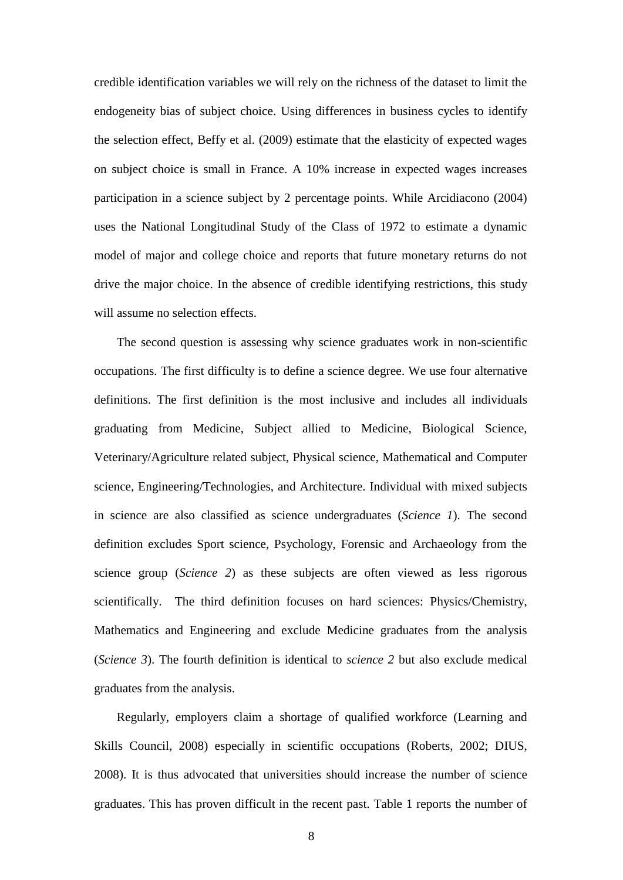credible identification variables we will rely on the richness of the dataset to limit the endogeneity bias of subject choice. Using differences in business cycles to identify the selection effect, Beffy et al. (2009) estimate that the elasticity of expected wages on subject choice is small in France. A 10% increase in expected wages increases participation in a science subject by 2 percentage points. While Arcidiacono (2004) uses the National Longitudinal Study of the Class of 1972 to estimate a dynamic model of major and college choice and reports that future monetary returns do not drive the major choice. In the absence of credible identifying restrictions, this study will assume no selection effects.

The second question is assessing why science graduates work in non-scientific occupations. The first difficulty is to define a science degree. We use four alternative definitions. The first definition is the most inclusive and includes all individuals graduating from Medicine, Subject allied to Medicine, Biological Science, Veterinary/Agriculture related subject, Physical science, Mathematical and Computer science, Engineering/Technologies, and Architecture. Individual with mixed subjects in science are also classified as science undergraduates (*Science 1*). The second definition excludes Sport science, Psychology, Forensic and Archaeology from the science group (*Science 2*) as these subjects are often viewed as less rigorous scientifically. The third definition focuses on hard sciences: Physics/Chemistry, Mathematics and Engineering and exclude Medicine graduates from the analysis (*Science 3*). The fourth definition is identical to *science 2* but also exclude medical graduates from the analysis.

Regularly, employers claim a shortage of qualified workforce (Learning and Skills Council, 2008) especially in scientific occupations (Roberts, 2002; DIUS, 2008). It is thus advocated that universities should increase the number of science graduates. This has proven difficult in the recent past. Table 1 reports the number of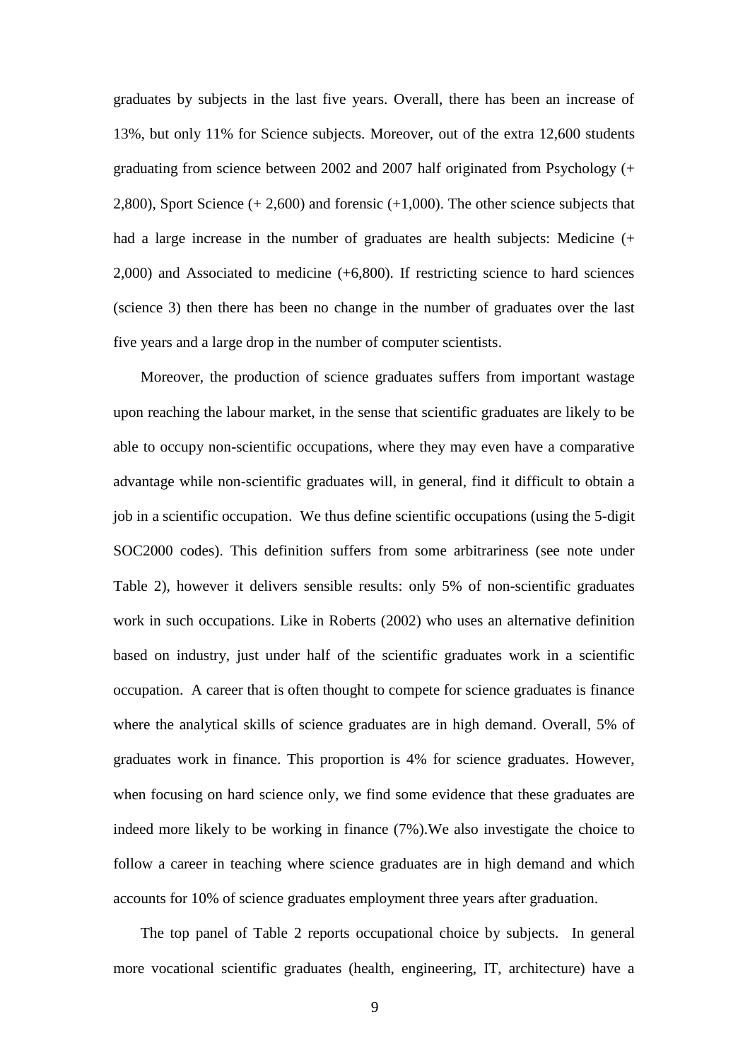graduates by subjects in the last five years. Overall, there has been an increase of 13%, but only 11% for Science subjects. Moreover, out of the extra 12,600 students graduating from science between 2002 and 2007 half originated from Psychology (+ 2,800), Sport Science (+ 2,600) and forensic (+1,000). The other science subjects that had a large increase in the number of graduates are health subjects: Medicine (+ 2,000) and Associated to medicine (+6,800). If restricting science to hard sciences (science 3) then there has been no change in the number of graduates over the last five years and a large drop in the number of computer scientists.

Moreover, the production of science graduates suffers from important wastage upon reaching the labour market, in the sense that scientific graduates are likely to be able to occupy non-scientific occupations, where they may even have a comparative advantage while non-scientific graduates will, in general, find it difficult to obtain a job in a scientific occupation. We thus define scientific occupations (using the 5-digit SOC2000 codes). This definition suffers from some arbitrariness (see note under Table 2), however it delivers sensible results: only 5% of non-scientific graduates work in such occupations. Like in Roberts (2002) who uses an alternative definition based on industry, just under half of the scientific graduates work in a scientific occupation. A career that is often thought to compete for science graduates is finance where the analytical skills of science graduates are in high demand. Overall, 5% of graduates work in finance. This proportion is 4% for science graduates. However, when focusing on hard science only, we find some evidence that these graduates are indeed more likely to be working in finance (7%).We also investigate the choice to follow a career in teaching where science graduates are in high demand and which accounts for 10% of science graduates employment three years after graduation.

The top panel of Table 2 reports occupational choice by subjects. In general more vocational scientific graduates (health, engineering, IT, architecture) have a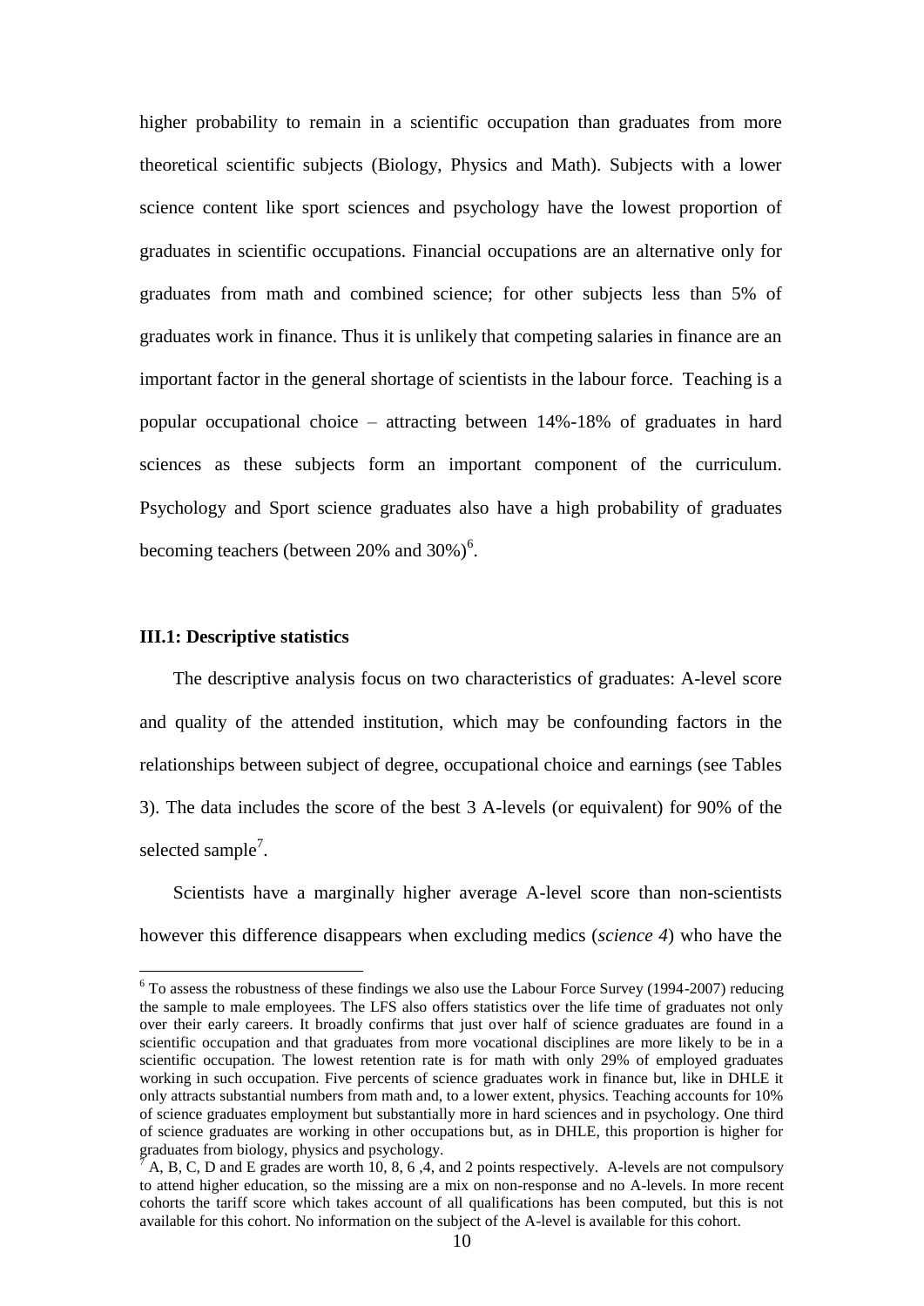higher probability to remain in a scientific occupation than graduates from more theoretical scientific subjects (Biology, Physics and Math). Subjects with a lower science content like sport sciences and psychology have the lowest proportion of graduates in scientific occupations. Financial occupations are an alternative only for graduates from math and combined science; for other subjects less than 5% of graduates work in finance. Thus it is unlikely that competing salaries in finance are an important factor in the general shortage of scientists in the labour force. Teaching is a popular occupational choice – attracting between 14%-18% of graduates in hard sciences as these subjects form an important component of the curriculum. Psychology and Sport science graduates also have a high probability of graduates becoming teachers (between 20% and 30%)[6].

### III.1: Descriptive statistics

The descriptive analysis focus on two characteristics of graduates: A-level score and quality of the attended institution, which may be confounding factors in the relationships between subject of degree, occupational choice and earnings (see Tables 3). The data includes the score of the best 3 A-levels (or equivalent) for 90% of the selected sample[7].

Scientists have a marginally higher average A-level score than non-scientists however this difference disappears when excluding medics (*science 4*) who have the

[6] To assess the robustness of these findings we also use the Labour Force Survey (1994-2007) reducing the sample to male employees. The LFS also offers statistics over the life time of graduates not only over their early careers. It broadly confirms that just over half of science graduates are found in a scientific occupation and that graduates from more vocational disciplines are more likely to be in a scientific occupation. The lowest retention rate is for math with only 29% of employed graduates working in such occupation. Five percents of science graduates work in finance but, like in DHLE it only attracts substantial numbers from math and, to a lower extent, physics. Teaching accounts for 10% of science graduates employment but substantially more in hard sciences and in psychology. One third of science graduates are working in other occupations but, as in DHLE, this proportion is higher for graduates from biology, physics and psychology.

[7] A, B, C, D and E grades are worth 10, 8, 6 ,4, and 2 points respectively. A-levels are not compulsory to attend higher education, so the missing are a mix on non-response and no A-levels. In more recent cohorts the tariff score which takes account of all qualifications has been computed, but this is not available for this cohort. No information on the subject of the A-level is available for this cohort.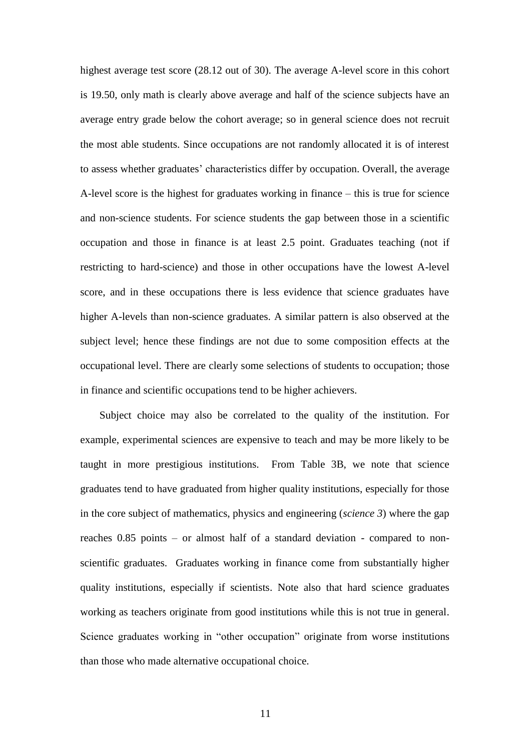highest average test score (28.12 out of 30). The average A-level score in this cohort is 19.50, only math is clearly above average and half of the science subjects have an average entry grade below the cohort average; so in general science does not recruit the most able students. Since occupations are not randomly allocated it is of interest to assess whether graduates' characteristics differ by occupation. Overall, the average A-level score is the highest for graduates working in finance – this is true for science and non-science students. For science students the gap between those in a scientific occupation and those in finance is at least 2.5 point. Graduates teaching (not if restricting to hard-science) and those in other occupations have the lowest A-level score, and in these occupations there is less evidence that science graduates have higher A-levels than non-science graduates. A similar pattern is also observed at the subject level; hence these findings are not due to some composition effects at the occupational level. There are clearly some selections of students to occupation; those in finance and scientific occupations tend to be higher achievers.

Subject choice may also be correlated to the quality of the institution. For example, experimental sciences are expensive to teach and may be more likely to be taught in more prestigious institutions. From Table 3B, we note that science graduates tend to have graduated from higher quality institutions, especially for those in the core subject of mathematics, physics and engineering (*science 3*) where the gap reaches 0.85 points – or almost half of a standard deviation - compared to non-scientific graduates. Graduates working in finance come from substantially higher quality institutions, especially if scientists. Note also that hard science graduates working as teachers originate from good institutions while this is not true in general. Science graduates working in "other occupation" originate from worse institutions than those who made alternative occupational choice.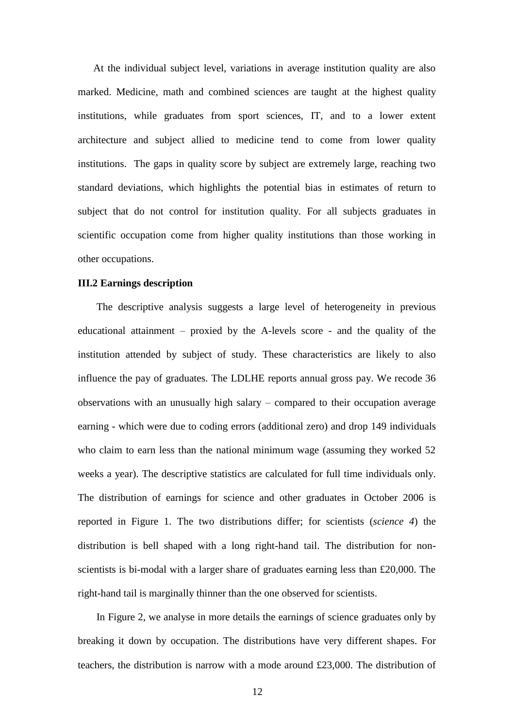At the individual subject level, variations in average institution quality are also marked. Medicine, math and combined sciences are taught at the highest quality institutions, while graduates from sport sciences, IT, and to a lower extent architecture and subject allied to medicine tend to come from lower quality institutions. The gaps in quality score by subject are extremely large, reaching two standard deviations, which highlights the potential bias in estimates of return to subject that do not control for institution quality. For all subjects graduates in scientific occupation come from higher quality institutions than those working in other occupations.

### III.2 Earnings description

The descriptive analysis suggests a large level of heterogeneity in previous educational attainment – proxied by the A-levels score - and the quality of the institution attended by subject of study. These characteristics are likely to also influence the pay of graduates. The LDLHE reports annual gross pay. We recode 36 observations with an unusually high salary – compared to their occupation average earning - which were due to coding errors (additional zero) and drop 149 individuals who claim to earn less than the national minimum wage (assuming they worked 52 weeks a year). The descriptive statistics are calculated for full time individuals only. The distribution of earnings for science and other graduates in October 2006 is reported in Figure 1. The two distributions differ; for scientists (*science 4*) the distribution is bell shaped with a long right-hand tail. The distribution for non-scientists is bi-modal with a larger share of graduates earning less than £20,000. The right-hand tail is marginally thinner than the one observed for scientists.

In Figure 2, we analyse in more details the earnings of science graduates only by breaking it down by occupation. The distributions have very different shapes. For teachers, the distribution is narrow with a mode around £23,000. The distribution of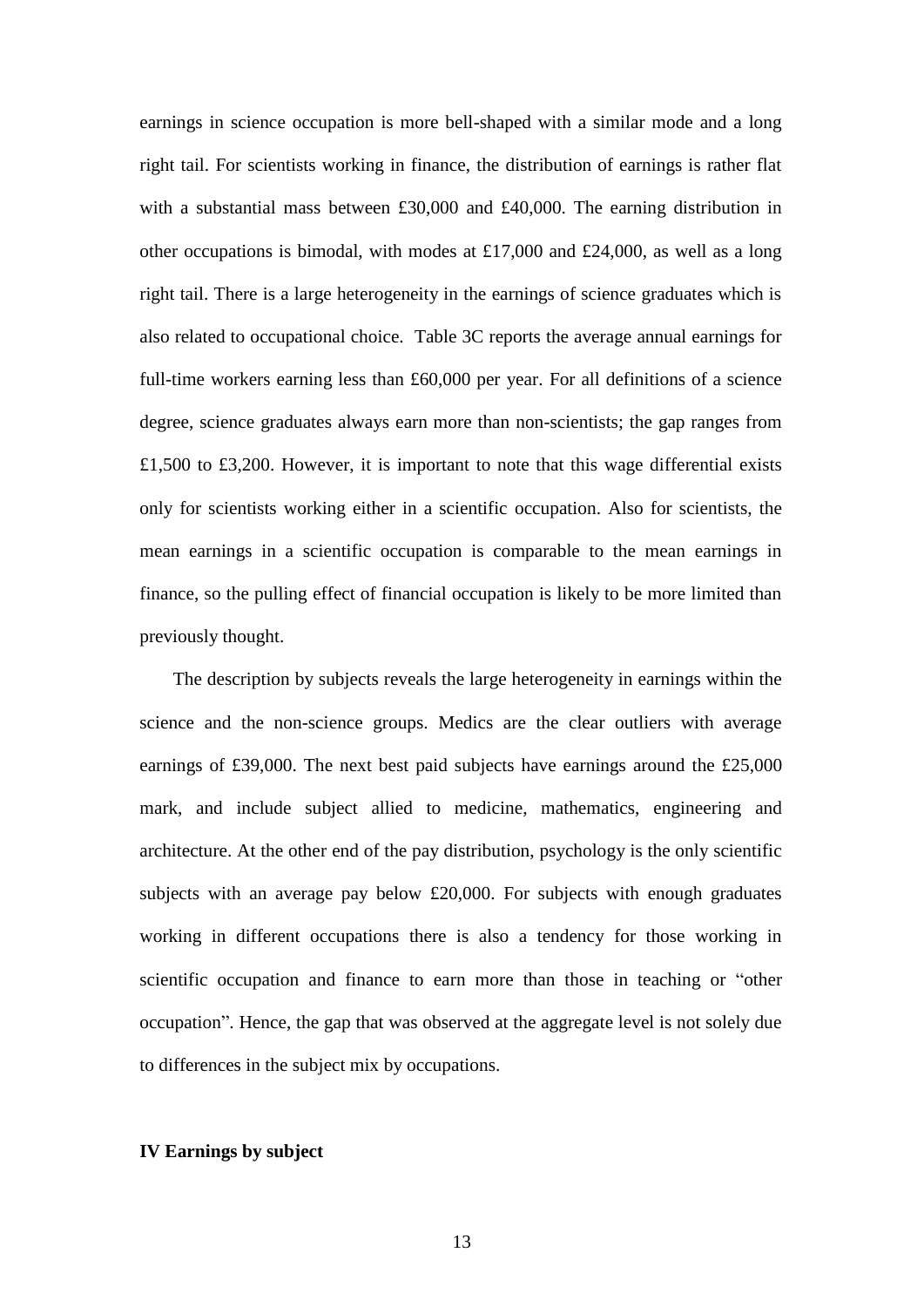earnings in science occupation is more bell-shaped with a similar mode and a long right tail. For scientists working in finance, the distribution of earnings is rather flat with a substantial mass between £30,000 and £40,000. The earning distribution in other occupations is bimodal, with modes at £17,000 and £24,000, as well as a long right tail. There is a large heterogeneity in the earnings of science graduates which is also related to occupational choice. Table 3C reports the average annual earnings for full-time workers earning less than £60,000 per year. For all definitions of a science degree, science graduates always earn more than non-scientists; the gap ranges from £1,500 to £3,200. However, it is important to note that this wage differential exists only for scientists working either in a scientific occupation. Also for scientists, the mean earnings in a scientific occupation is comparable to the mean earnings in finance, so the pulling effect of financial occupation is likely to be more limited than previously thought.

The description by subjects reveals the large heterogeneity in earnings within the science and the non-science groups. Medics are the clear outliers with average earnings of £39,000. The next best paid subjects have earnings around the £25,000 mark, and include subject allied to medicine, mathematics, engineering and architecture. At the other end of the pay distribution, psychology is the only scientific subjects with an average pay below £20,000. For subjects with enough graduates working in different occupations there is also a tendency for those working in scientific occupation and finance to earn more than those in teaching or "other occupation". Hence, the gap that was observed at the aggregate level is not solely due to differences in the subject mix by occupations.

## IV Earnings by subject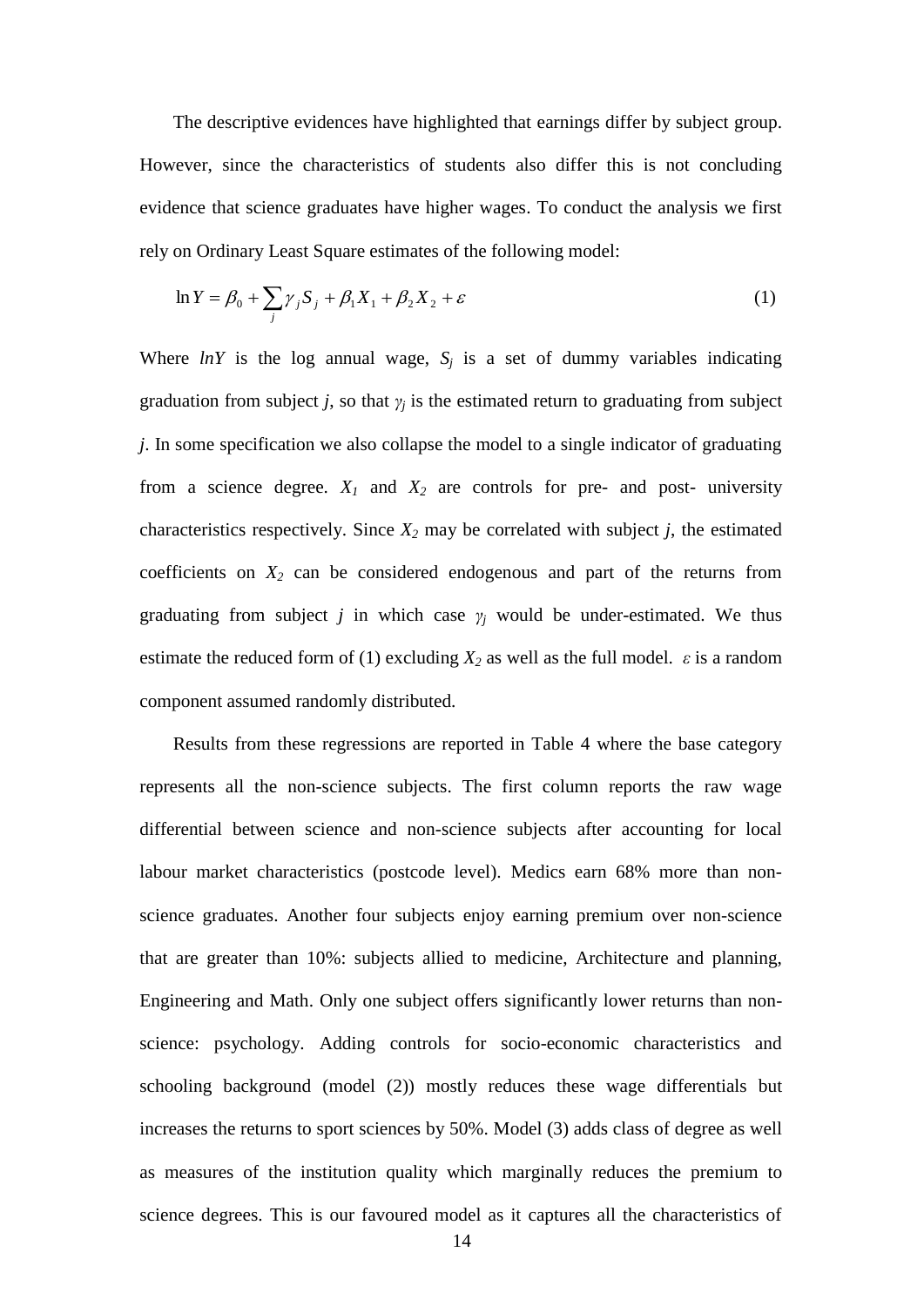The descriptive evidences have highlighted that earnings differ by subject group. However, since the characteristics of students also differ this is not concluding evidence that science graduates have higher wages. To conduct the analysis we first rely on Ordinary Least Square estimates of the following model:

$$\ln Y = \beta_0 + \sum_j \gamma_j S_j + \beta_1 X_1 + \beta_2 X_2 + \varepsilon \qquad (1)$$

Where $lnY$ is the log annual wage, $S_j$ is a set of dummy variables indicating graduation from subject $j$, so that $\gamma_j$ is the estimated return to graduating from subject $j$. In some specification we also collapse the model to a single indicator of graduating from a science degree. $X_1$ and $X_2$ are controls for pre- and post- university characteristics respectively. Since $X_2$ may be correlated with subject $j$, the estimated coefficients on $X_2$ can be considered endogenous and part of the returns from graduating from subject $j$ in which case $\gamma_j$ would be under-estimated. We thus estimate the reduced form of (1) excluding $X_2$ as well as the full model. $\varepsilon$ is a random component assumed randomly distributed.

Results from these regressions are reported in Table 4 where the base category represents all the non-science subjects. The first column reports the raw wage differential between science and non-science subjects after accounting for local labour market characteristics (postcode level). Medics earn 68% more than non-science graduates. Another four subjects enjoy earning premium over non-science that are greater than 10%: subjects allied to medicine, Architecture and planning, Engineering and Math. Only one subject offers significantly lower returns than non-science: psychology. Adding controls for socio-economic characteristics and schooling background (model (2)) mostly reduces these wage differentials but increases the returns to sport sciences by 50%. Model (3) adds class of degree as well as measures of the institution quality which marginally reduces the premium to science degrees. This is our favoured model as it captures all the characteristics of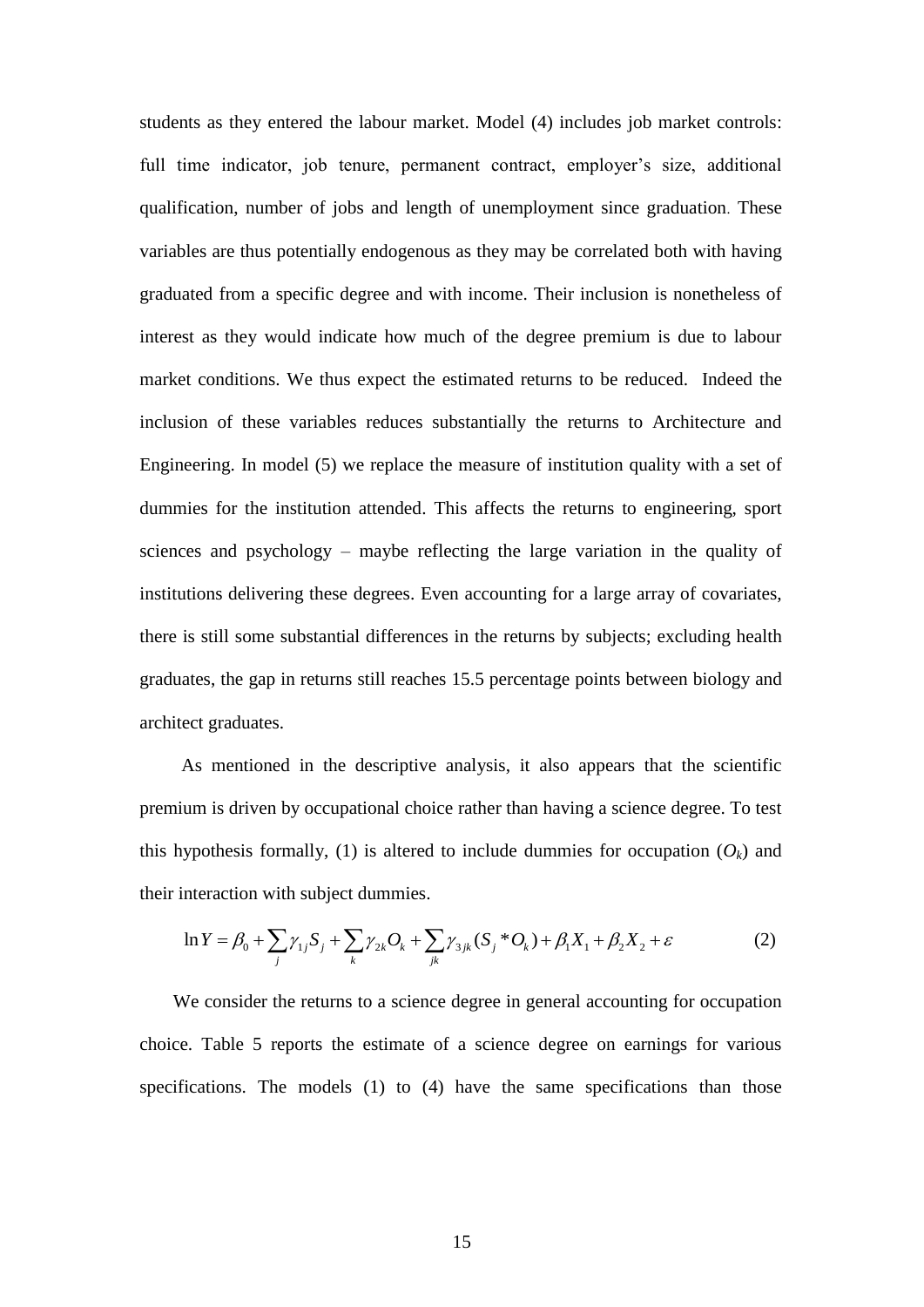students as they entered the labour market. Model (4) includes job market controls: full time indicator, job tenure, permanent contract, employer's size, additional qualification, number of jobs and length of unemployment since graduation. These variables are thus potentially endogenous as they may be correlated both with having graduated from a specific degree and with income. Their inclusion is nonetheless of interest as they would indicate how much of the degree premium is due to labour market conditions. We thus expect the estimated returns to be reduced. Indeed the inclusion of these variables reduces substantially the returns to Architecture and Engineering. In model (5) we replace the measure of institution quality with a set of dummies for the institution attended. This affects the returns to engineering, sport sciences and psychology – maybe reflecting the large variation in the quality of institutions delivering these degrees. Even accounting for a large array of covariates, there is still some substantial differences in the returns by subjects; excluding health graduates, the gap in returns still reaches 15.5 percentage points between biology and architect graduates.

As mentioned in the descriptive analysis, it also appears that the scientific premium is driven by occupational choice rather than having a science degree. To test this hypothesis formally, (1) is altered to include dummies for occupation ($O_k$) and their interaction with subject dummies.

$$\ln Y = \beta_0 + \sum_j \gamma_{1j} S_j + \sum_k \gamma_{2k} O_k + \sum_{jk} \gamma_{3jk} (S_j * O_k) + \beta_1 X_1 + \beta_2 X_2 + \varepsilon \qquad (2)$$

We consider the returns to a science degree in general accounting for occupation choice. Table 5 reports the estimate of a science degree on earnings for various specifications. The models (1) to (4) have the same specifications than those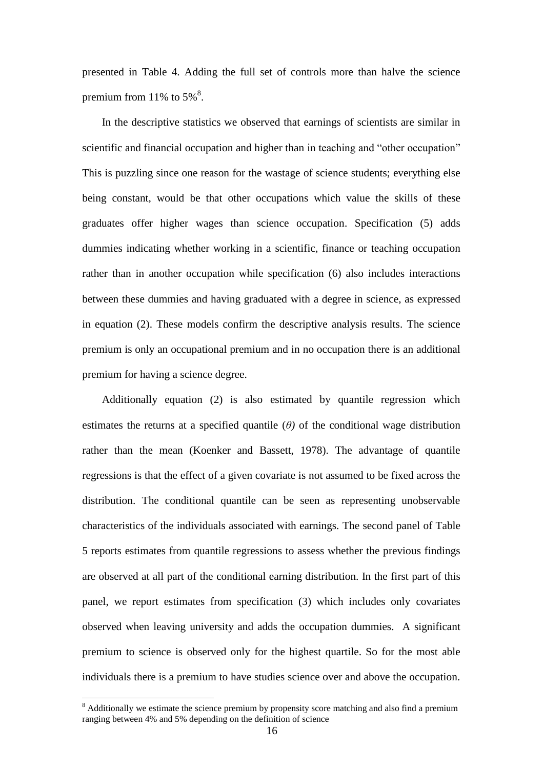presented in Table 4. Adding the full set of controls more than halve the science premium from 11% to 5%[8].

In the descriptive statistics we observed that earnings of scientists are similar in scientific and financial occupation and higher than in teaching and "other occupation" This is puzzling since one reason for the wastage of science students; everything else being constant, would be that other occupations which value the skills of these graduates offer higher wages than science occupation. Specification (5) adds dummies indicating whether working in a scientific, finance or teaching occupation rather than in another occupation while specification (6) also includes interactions between these dummies and having graduated with a degree in science, as expressed in equation (2). These models confirm the descriptive analysis results. The science premium is only an occupational premium and in no occupation there is an additional premium for having a science degree.

Additionally equation (2) is also estimated by quantile regression which estimates the returns at a specified quantile ($\theta$) of the conditional wage distribution rather than the mean (Koenker and Bassett, 1978). The advantage of quantile regressions is that the effect of a given covariate is not assumed to be fixed across the distribution. The conditional quantile can be seen as representing unobservable characteristics of the individuals associated with earnings. The second panel of Table 5 reports estimates from quantile regressions to assess whether the previous findings are observed at all part of the conditional earning distribution. In the first part of this panel, we report estimates from specification (3) which includes only covariates observed when leaving university and adds the occupation dummies. A significant premium to science is observed only for the highest quartile. So for the most able individuals there is a premium to have studies science over and above the occupation.

[8] Additionally we estimate the science premium by propensity score matching and also find a premium ranging between 4% and 5% depending on the definition of science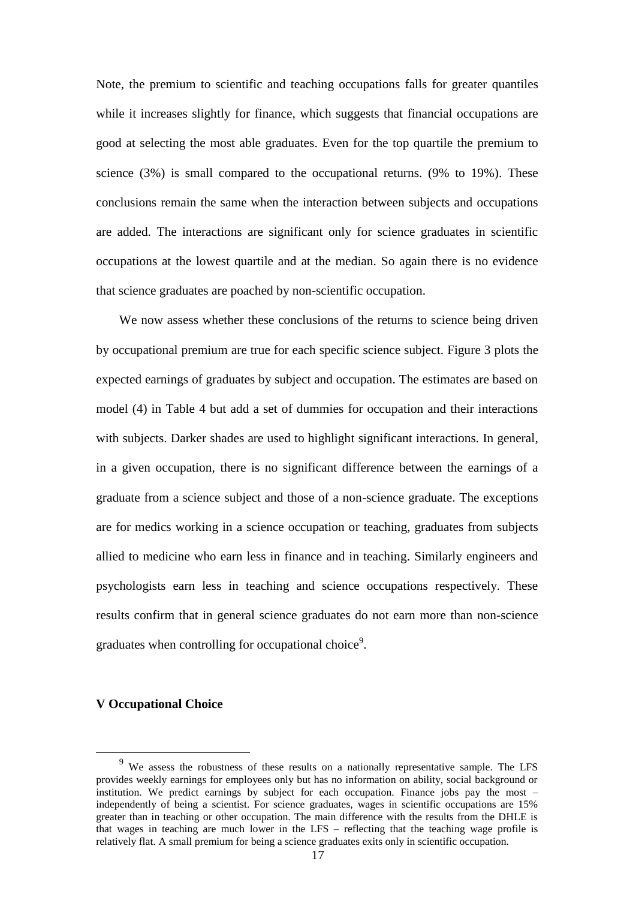Note, the premium to scientific and teaching occupations falls for greater quantiles while it increases slightly for finance, which suggests that financial occupations are good at selecting the most able graduates. Even for the top quartile the premium to science (3%) is small compared to the occupational returns. (9% to 19%). These conclusions remain the same when the interaction between subjects and occupations are added. The interactions are significant only for science graduates in scientific occupations at the lowest quartile and at the median. So again there is no evidence that science graduates are poached by non-scientific occupation.

We now assess whether these conclusions of the returns to science being driven by occupational premium are true for each specific science subject. Figure 3 plots the expected earnings of graduates by subject and occupation. The estimates are based on model (4) in Table 4 but add a set of dummies for occupation and their interactions with subjects. Darker shades are used to highlight significant interactions. In general, in a given occupation, there is no significant difference between the earnings of a graduate from a science subject and those of a non-science graduate. The exceptions are for medics working in a science occupation or teaching, graduates from subjects allied to medicine who earn less in finance and in teaching. Similarly engineers and psychologists earn less in teaching and science occupations respectively. These results confirm that in general science graduates do not earn more than non-science graduates when controlling for occupational choice[9].

## V Occupational Choice

[9] We assess the robustness of these results on a nationally representative sample. The LFS provides weekly earnings for employees only but has no information on ability, social background or institution. We predict earnings by subject for each occupation. Finance jobs pay the most – independently of being a scientist. For science graduates, wages in scientific occupations are 15% greater than in teaching or other occupation. The main difference with the results from the DHLE is that wages in teaching are much lower in the LFS – reflecting that the teaching wage profile is relatively flat. A small premium for being a science graduates exits only in scientific occupation.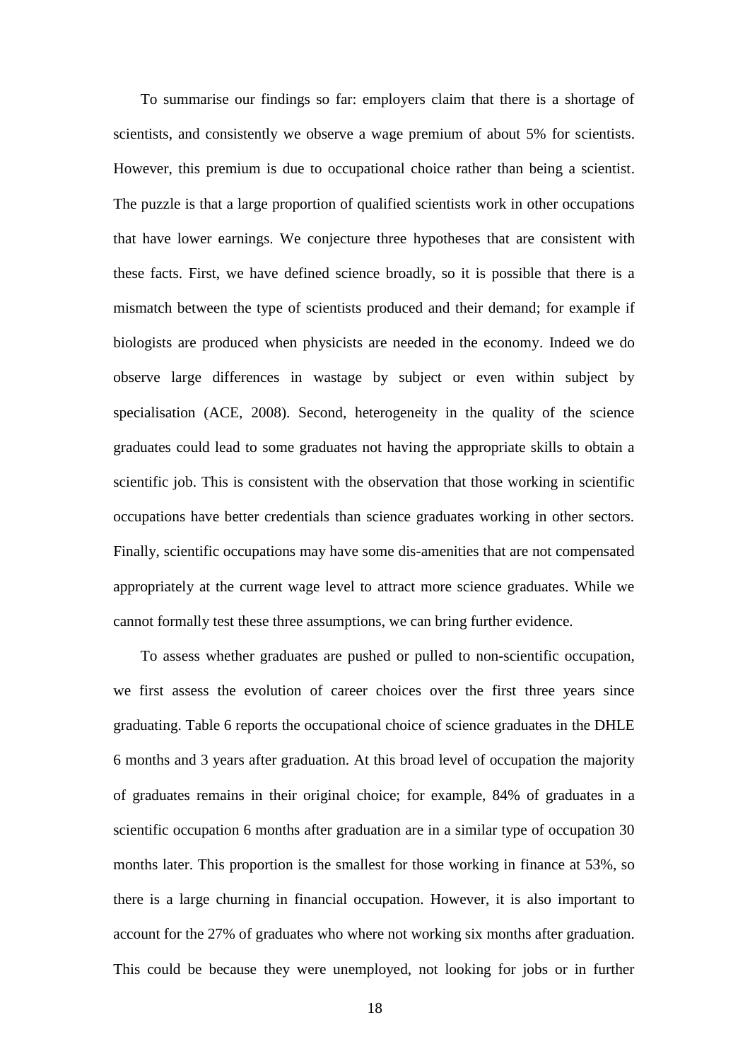To summarise our findings so far: employers claim that there is a shortage of scientists, and consistently we observe a wage premium of about 5% for scientists. However, this premium is due to occupational choice rather than being a scientist. The puzzle is that a large proportion of qualified scientists work in other occupations that have lower earnings. We conjecture three hypotheses that are consistent with these facts. First, we have defined science broadly, so it is possible that there is a mismatch between the type of scientists produced and their demand; for example if biologists are produced when physicists are needed in the economy. Indeed we do observe large differences in wastage by subject or even within subject by specialisation (ACE, 2008). Second, heterogeneity in the quality of the science graduates could lead to some graduates not having the appropriate skills to obtain a scientific job. This is consistent with the observation that those working in scientific occupations have better credentials than science graduates working in other sectors. Finally, scientific occupations may have some dis-amenities that are not compensated appropriately at the current wage level to attract more science graduates. While we cannot formally test these three assumptions, we can bring further evidence.

To assess whether graduates are pushed or pulled to non-scientific occupation, we first assess the evolution of career choices over the first three years since graduating. Table 6 reports the occupational choice of science graduates in the DHLE 6 months and 3 years after graduation. At this broad level of occupation the majority of graduates remains in their original choice; for example, 84% of graduates in a scientific occupation 6 months after graduation are in a similar type of occupation 30 months later. This proportion is the smallest for those working in finance at 53%, so there is a large churning in financial occupation. However, it is also important to account for the 27% of graduates who where not working six months after graduation. This could be because they were unemployed, not looking for jobs or in further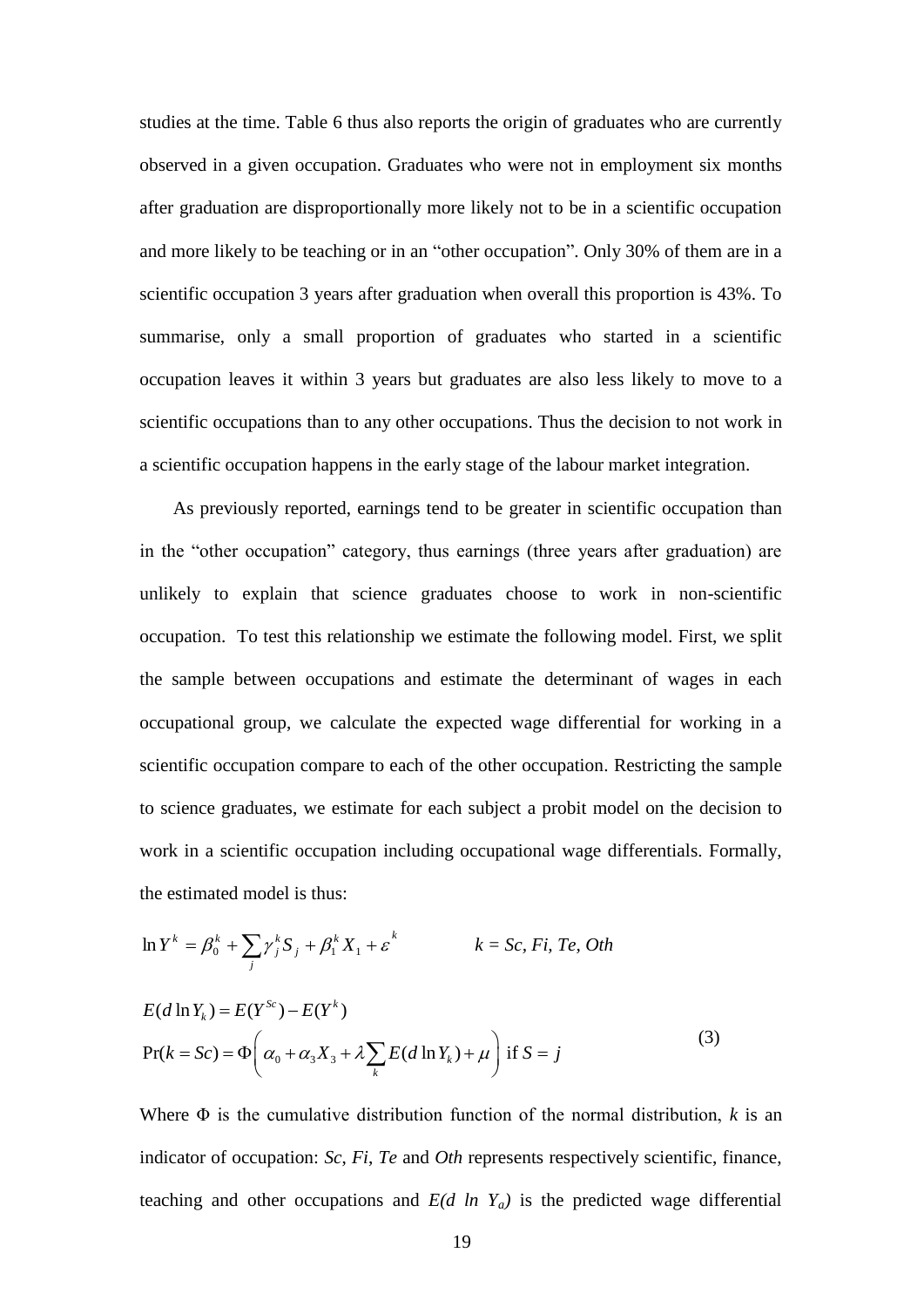studies at the time. Table 6 thus also reports the origin of graduates who are currently observed in a given occupation. Graduates who were not in employment six months after graduation are disproportionally more likely not to be in a scientific occupation and more likely to be teaching or in an "other occupation". Only 30% of them are in a scientific occupation 3 years after graduation when overall this proportion is 43%. To summarise, only a small proportion of graduates who started in a scientific occupation leaves it within 3 years but graduates are also less likely to move to a scientific occupations than to any other occupations. Thus the decision to not work in a scientific occupation happens in the early stage of the labour market integration.

As previously reported, earnings tend to be greater in scientific occupation than in the "other occupation" category, thus earnings (three years after graduation) are unlikely to explain that science graduates choose to work in non-scientific occupation. To test this relationship we estimate the following model. First, we split the sample between occupations and estimate the determinant of wages in each occupational group, we calculate the expected wage differential for working in a scientific occupation compare to each of the other occupation. Restricting the sample to science graduates, we estimate for each subject a probit model on the decision to work in a scientific occupation including occupational wage differentials. Formally, the estimated model is thus:

$$\ln Y^k = \beta_0^k + \sum_j \gamma_j^k S_j + \beta_1^k X_1 + \varepsilon^k \qquad k = Sc, Fi, Te, Oth$$

$$\begin{aligned} E(d\ln Y_k) &= E(Y^{Sc}) - E(Y^k) \\ \Pr(k = Sc) &= \Phi\left(\alpha_0 + \alpha_3 X_3 + \lambda \sum_k E(d\ln Y_k) + \mu\right) \text{ if } S = j \end{aligned} \tag{3}$$

Where $\Phi$ is the cumulative distribution function of the normal distribution, $k$ is an indicator of occupation: *Sc*, *Fi*, *Te* and *Oth* represents respectively scientific, finance, teaching and other occupations and $E(d\ \ln\ Y_a)$ is the predicted wage differential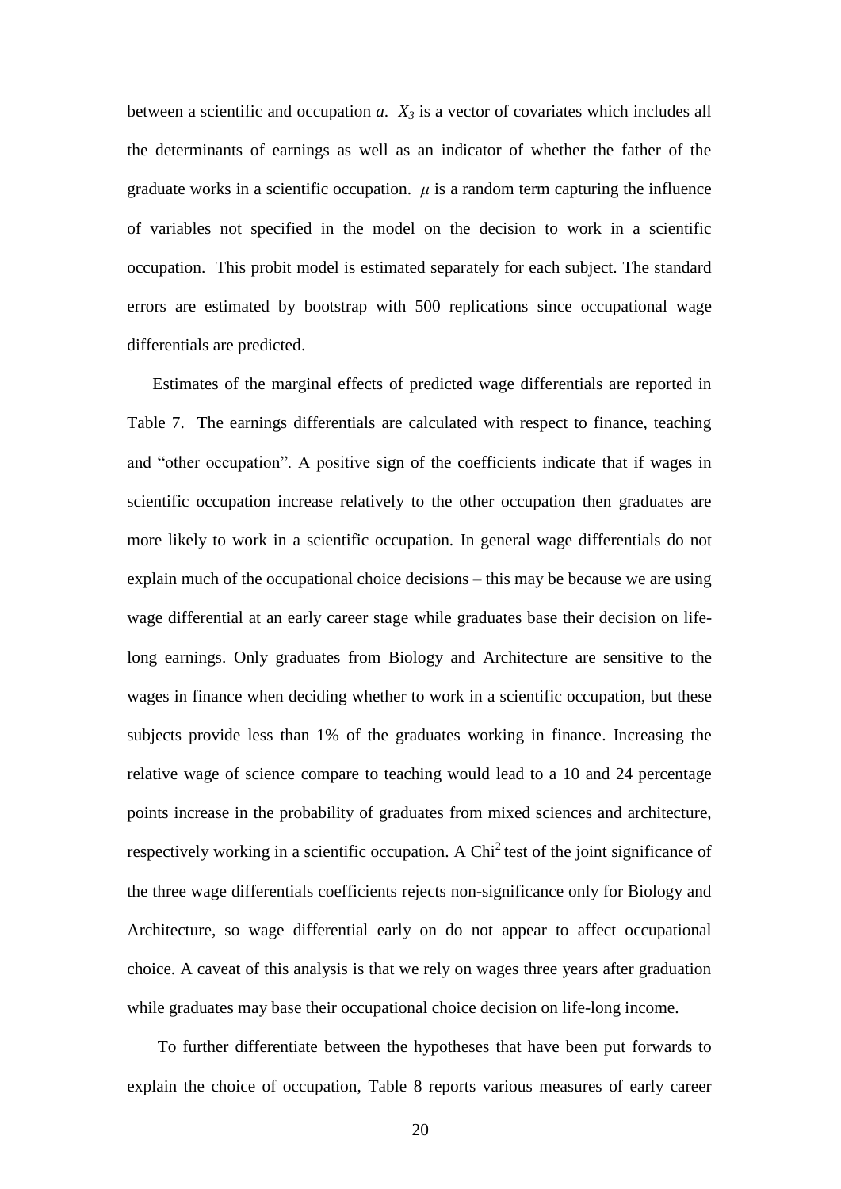between a scientific and occupation *a*. $X_3$ is a vector of covariates which includes all the determinants of earnings as well as an indicator of whether the father of the graduate works in a scientific occupation. $\mu$ is a random term capturing the influence of variables not specified in the model on the decision to work in a scientific occupation. This probit model is estimated separately for each subject. The standard errors are estimated by bootstrap with 500 replications since occupational wage differentials are predicted.

Estimates of the marginal effects of predicted wage differentials are reported in Table 7. The earnings differentials are calculated with respect to finance, teaching and "other occupation". A positive sign of the coefficients indicate that if wages in scientific occupation increase relatively to the other occupation then graduates are more likely to work in a scientific occupation. In general wage differentials do not explain much of the occupational choice decisions – this may be because we are using wage differential at an early career stage while graduates base their decision on life-long earnings. Only graduates from Biology and Architecture are sensitive to the wages in finance when deciding whether to work in a scientific occupation, but these subjects provide less than 1% of the graduates working in finance. Increasing the relative wage of science compare to teaching would lead to a 10 and 24 percentage points increase in the probability of graduates from mixed sciences and architecture, respectively working in a scientific occupation. A $\text{Chi}^2$ test of the joint significance of the three wage differentials coefficients rejects non-significance only for Biology and Architecture, so wage differential early on do not appear to affect occupational choice. A caveat of this analysis is that we rely on wages three years after graduation while graduates may base their occupational choice decision on life-long income.

To further differentiate between the hypotheses that have been put forwards to explain the choice of occupation, Table 8 reports various measures of early career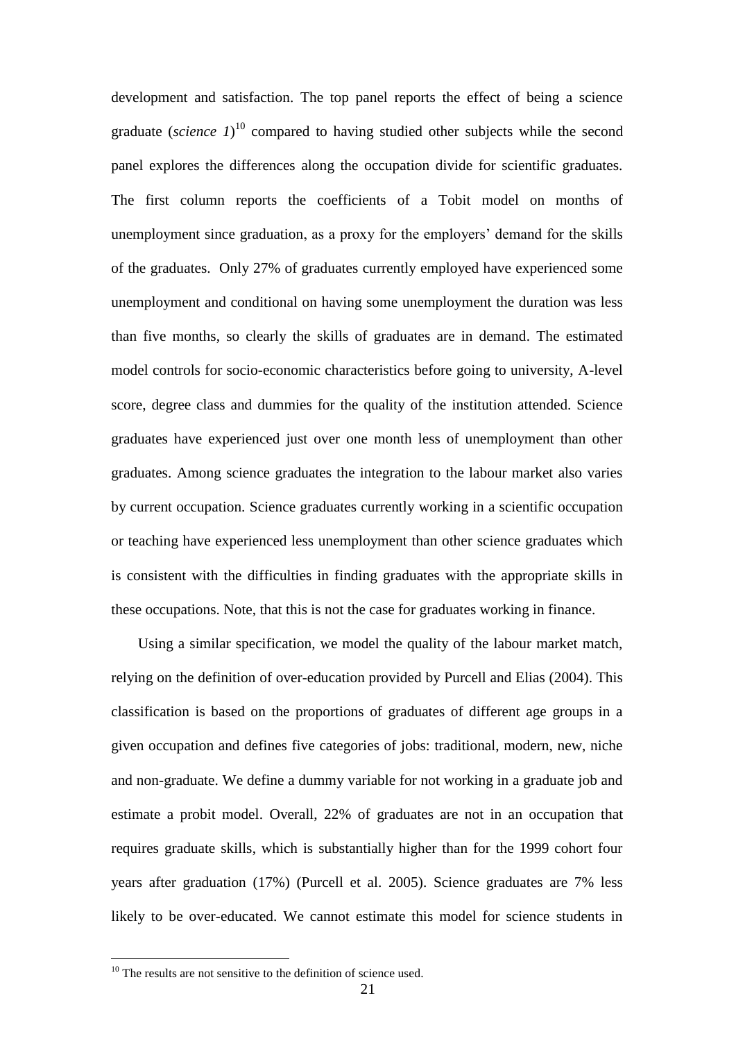development and satisfaction. The top panel reports the effect of being a science graduate (*science 1*)[10] compared to having studied other subjects while the second panel explores the differences along the occupation divide for scientific graduates. The first column reports the coefficients of a Tobit model on months of unemployment since graduation, as a proxy for the employers' demand for the skills of the graduates. Only 27% of graduates currently employed have experienced some unemployment and conditional on having some unemployment the duration was less than five months, so clearly the skills of graduates are in demand. The estimated model controls for socio-economic characteristics before going to university, A-level score, degree class and dummies for the quality of the institution attended. Science graduates have experienced just over one month less of unemployment than other graduates. Among science graduates the integration to the labour market also varies by current occupation. Science graduates currently working in a scientific occupation or teaching have experienced less unemployment than other science graduates which is consistent with the difficulties in finding graduates with the appropriate skills in these occupations. Note, that this is not the case for graduates working in finance.

Using a similar specification, we model the quality of the labour market match, relying on the definition of over-education provided by Purcell and Elias (2004). This classification is based on the proportions of graduates of different age groups in a given occupation and defines five categories of jobs: traditional, modern, new, niche and non-graduate. We define a dummy variable for not working in a graduate job and estimate a probit model. Overall, 22% of graduates are not in an occupation that requires graduate skills, which is substantially higher than for the 1999 cohort four years after graduation (17%) (Purcell et al. 2005). Science graduates are 7% less likely to be over-educated. We cannot estimate this model for science students in

[10] The results are not sensitive to the definition of science used.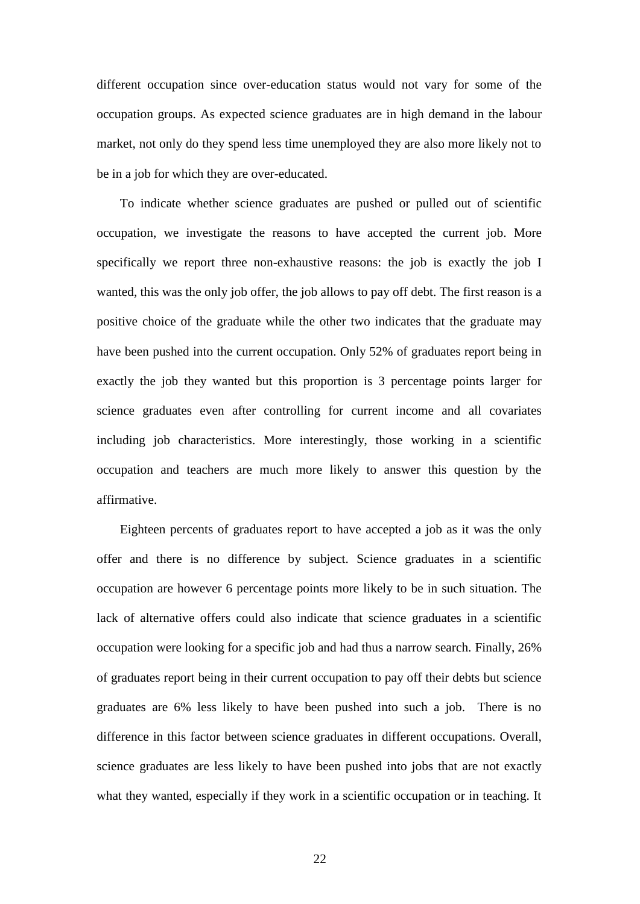different occupation since over-education status would not vary for some of the occupation groups. As expected science graduates are in high demand in the labour market, not only do they spend less time unemployed they are also more likely not to be in a job for which they are over-educated.

To indicate whether science graduates are pushed or pulled out of scientific occupation, we investigate the reasons to have accepted the current job. More specifically we report three non-exhaustive reasons: the job is exactly the job I wanted, this was the only job offer, the job allows to pay off debt. The first reason is a positive choice of the graduate while the other two indicates that the graduate may have been pushed into the current occupation. Only 52% of graduates report being in exactly the job they wanted but this proportion is 3 percentage points larger for science graduates even after controlling for current income and all covariates including job characteristics. More interestingly, those working in a scientific occupation and teachers are much more likely to answer this question by the affirmative.

Eighteen percents of graduates report to have accepted a job as it was the only offer and there is no difference by subject. Science graduates in a scientific occupation are however 6 percentage points more likely to be in such situation. The lack of alternative offers could also indicate that science graduates in a scientific occupation were looking for a specific job and had thus a narrow search. Finally, 26% of graduates report being in their current occupation to pay off their debts but science graduates are 6% less likely to have been pushed into such a job.  There is no difference in this factor between science graduates in different occupations. Overall, science graduates are less likely to have been pushed into jobs that are not exactly what they wanted, especially if they work in a scientific occupation or in teaching. It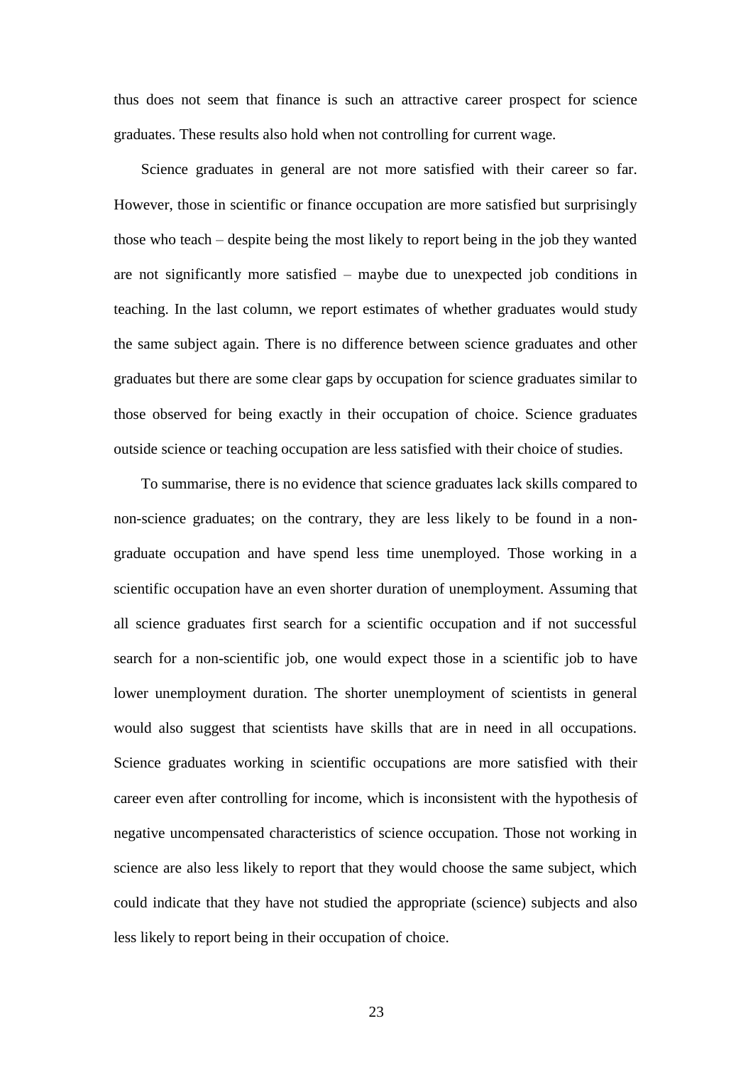thus does not seem that finance is such an attractive career prospect for science graduates. These results also hold when not controlling for current wage.

Science graduates in general are not more satisfied with their career so far. However, those in scientific or finance occupation are more satisfied but surprisingly those who teach – despite being the most likely to report being in the job they wanted are not significantly more satisfied – maybe due to unexpected job conditions in teaching. In the last column, we report estimates of whether graduates would study the same subject again. There is no difference between science graduates and other graduates but there are some clear gaps by occupation for science graduates similar to those observed for being exactly in their occupation of choice. Science graduates outside science or teaching occupation are less satisfied with their choice of studies.

To summarise, there is no evidence that science graduates lack skills compared to non-science graduates; on the contrary, they are less likely to be found in a non-graduate occupation and have spend less time unemployed. Those working in a scientific occupation have an even shorter duration of unemployment. Assuming that all science graduates first search for a scientific occupation and if not successful search for a non-scientific job, one would expect those in a scientific job to have lower unemployment duration. The shorter unemployment of scientists in general would also suggest that scientists have skills that are in need in all occupations. Science graduates working in scientific occupations are more satisfied with their career even after controlling for income, which is inconsistent with the hypothesis of negative uncompensated characteristics of science occupation. Those not working in science are also less likely to report that they would choose the same subject, which could indicate that they have not studied the appropriate (science) subjects and also less likely to report being in their occupation of choice.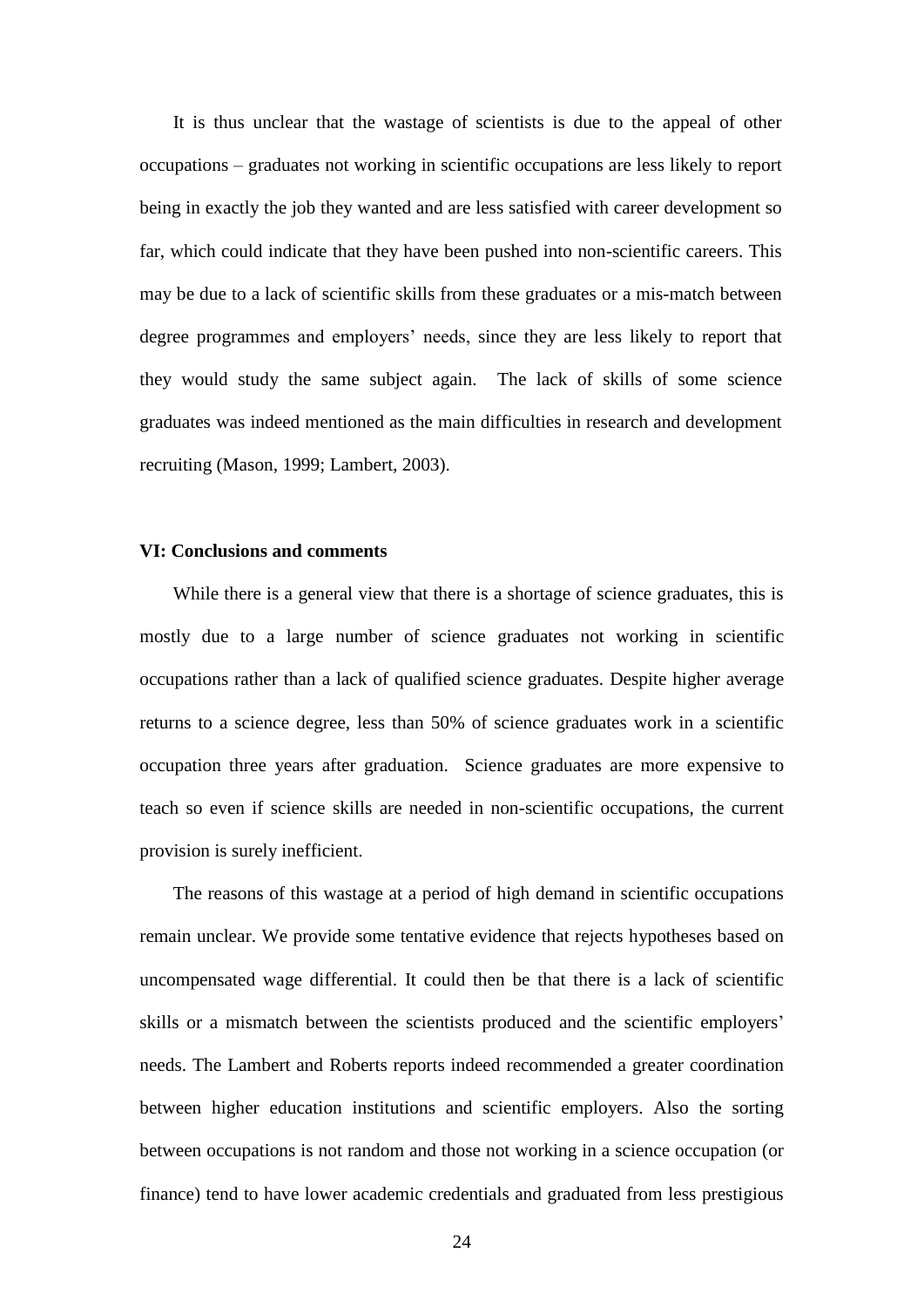It is thus unclear that the wastage of scientists is due to the appeal of other occupations – graduates not working in scientific occupations are less likely to report being in exactly the job they wanted and are less satisfied with career development so far, which could indicate that they have been pushed into non-scientific careers. This may be due to a lack of scientific skills from these graduates or a mis-match between degree programmes and employers' needs, since they are less likely to report that they would study the same subject again. The lack of skills of some science graduates was indeed mentioned as the main difficulties in research and development recruiting (Mason, 1999; Lambert, 2003).

## VI: Conclusions and comments

While there is a general view that there is a shortage of science graduates, this is mostly due to a large number of science graduates not working in scientific occupations rather than a lack of qualified science graduates. Despite higher average returns to a science degree, less than 50% of science graduates work in a scientific occupation three years after graduation. Science graduates are more expensive to teach so even if science skills are needed in non-scientific occupations, the current provision is surely inefficient.

The reasons of this wastage at a period of high demand in scientific occupations remain unclear. We provide some tentative evidence that rejects hypotheses based on uncompensated wage differential. It could then be that there is a lack of scientific skills or a mismatch between the scientists produced and the scientific employers' needs. The Lambert and Roberts reports indeed recommended a greater coordination between higher education institutions and scientific employers. Also the sorting between occupations is not random and those not working in a science occupation (or finance) tend to have lower academic credentials and graduated from less prestigious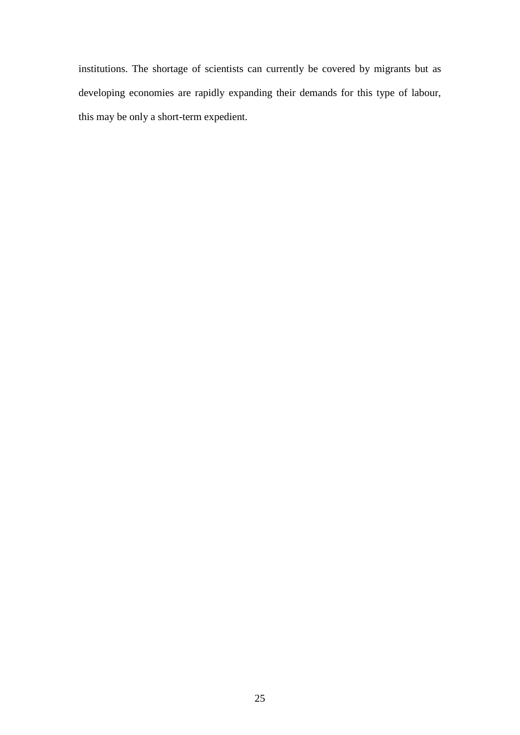institutions. The shortage of scientists can currently be covered by migrants but as developing economies are rapidly expanding their demands for this type of labour, this may be only a short-term expedient.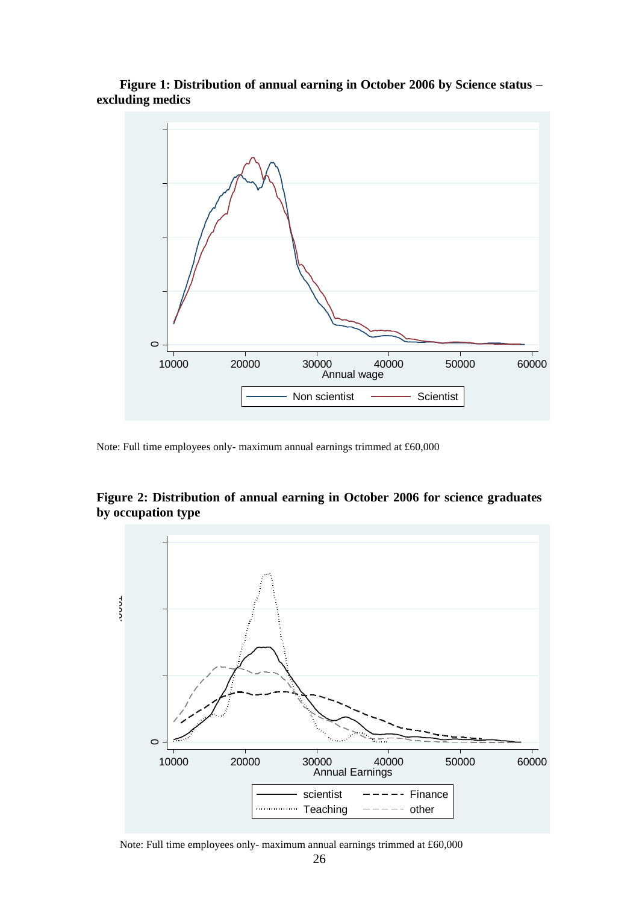**Figure 1: Distribution of annual earning in October 2006 by Science status – excluding medics**

Note: Full time employees only- maximum annual earnings trimmed at £60,000

**Figure 2: Distribution of annual earning in October 2006 for science graduates by occupation type**

Note: Full time employees only- maximum annual earnings trimmed at £60,000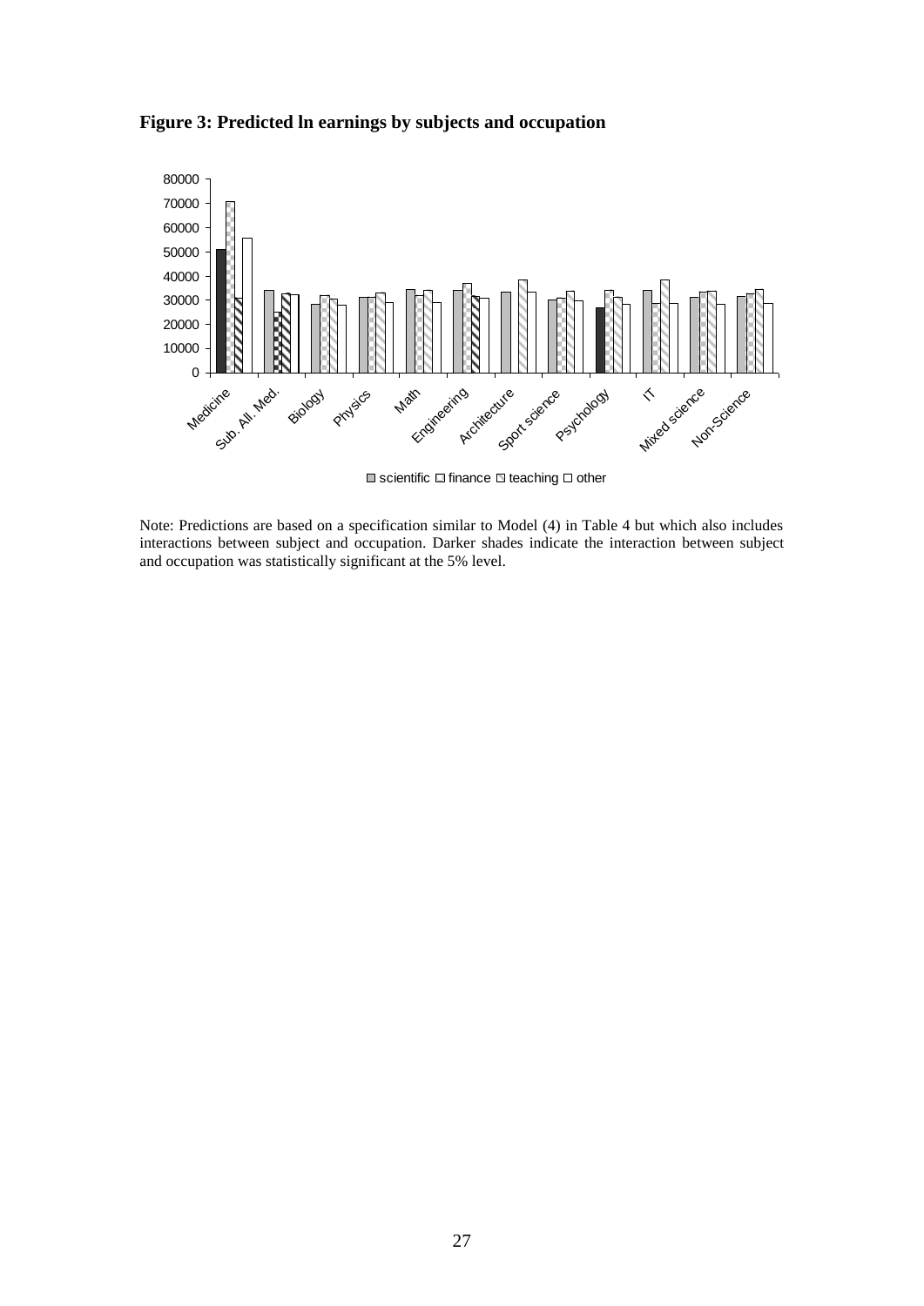**Figure 3: Predicted ln earnings by subjects and occupation**

Note: Predictions are based on a specification similar to Model (4) in Table 4 but which also includes interactions between subject and occupation. Darker shades indicate the interaction between subject and occupation was statistically significant at the 5% level.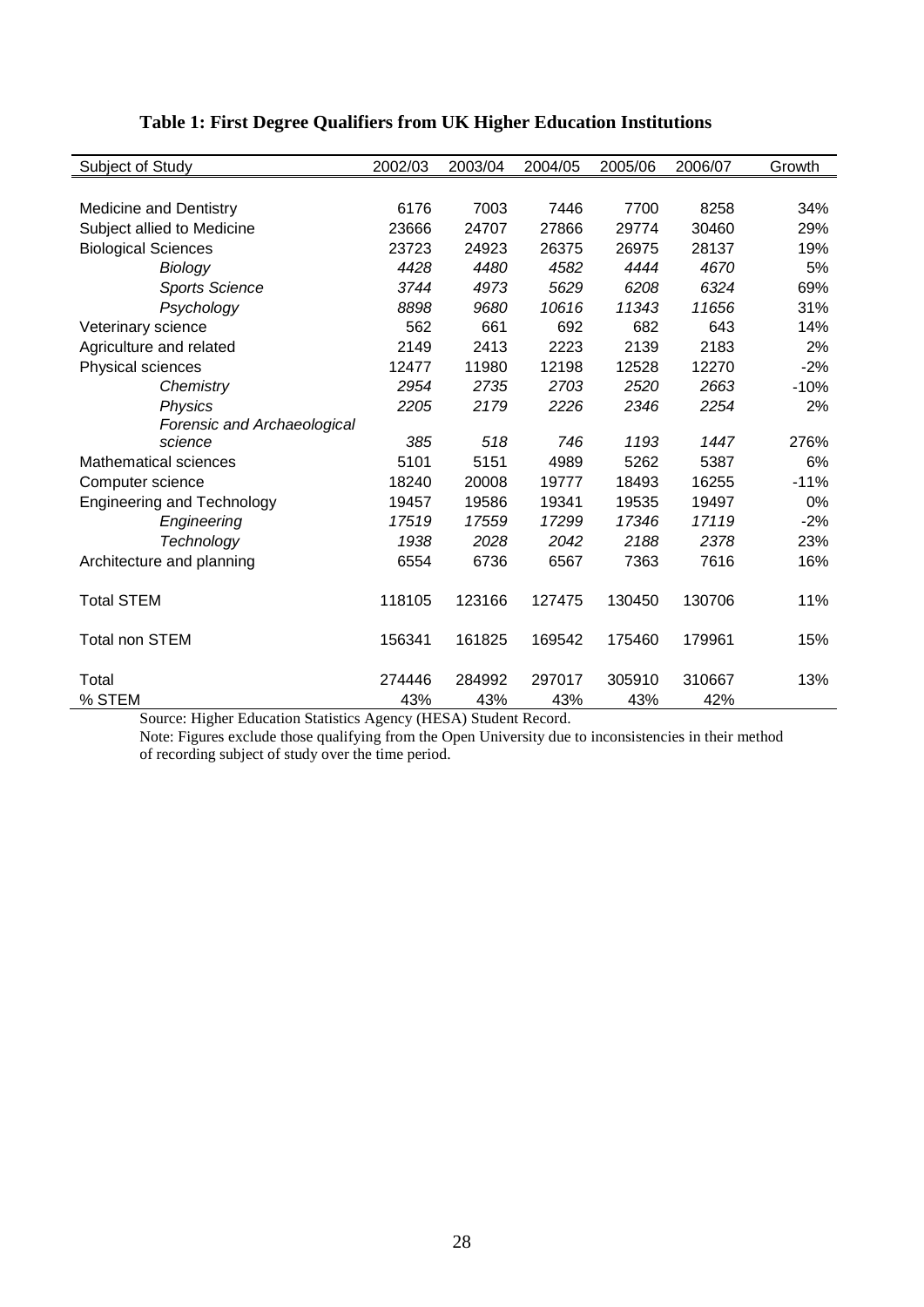**Table 1: First Degree Qualifiers from UK Higher Education Institutions**

| Subject of Study | 2002/03 | 2003/04 | 2004/05 | 2005/06 | 2006/07 | Growth |
|---|---|---|---|---|---|---|
| Medicine and Dentistry | 6176 | 7003 | 7446 | 7700 | 8258 | 34% |
| Subject allied to Medicine | 23666 | 24707 | 27866 | 29774 | 30460 | 29% |
| Biological Sciences | 23723 | 24923 | 26375 | 26975 | 28137 | 19% |
| *Biology* | *4428* | *4480* | *4582* | *4444* | *4670* | 5% |
| *Sports Science* | *3744* | *4973* | *5629* | *6208* | *6324* | 69% |
| *Psychology* | *8898* | *9680* | *10616* | *11343* | *11656* | 31% |
| Veterinary science | 562 | 661 | 692 | 682 | 643 | 14% |
| Agriculture and related | 2149 | 2413 | 2223 | 2139 | 2183 | 2% |
| Physical sciences | 12477 | 11980 | 12198 | 12528 | 12270 | -2% |
| *Chemistry* | *2954* | *2735* | *2703* | *2520* | *2663* | -10% |
| *Physics* | *2205* | *2179* | *2226* | *2346* | *2254* | 2% |
| *Forensic and Archaeological science* | *385* | *518* | *746* | *1193* | *1447* | 276% |
| Mathematical sciences | 5101 | 5151 | 4989 | 5262 | 5387 | 6% |
| Computer science | 18240 | 20008 | 19777 | 18493 | 16255 | -11% |
| Engineering and Technology | 19457 | 19586 | 19341 | 19535 | 19497 | 0% |
| *Engineering* | *17519* | *17559* | *17299* | *17346* | *17119* | -2% |
| *Technology* | *1938* | *2028* | *2042* | *2188* | *2378* | 23% |
| Architecture and planning | 6554 | 6736 | 6567 | 7363 | 7616 | 16% |
| Total STEM | 118105 | 123166 | 127475 | 130450 | 130706 | 11% |
| Total non STEM | 156341 | 161825 | 169542 | 175460 | 179961 | 15% |
| Total | 274446 | 284992 | 297017 | 305910 | 310667 | 13% |
| % STEM | 43% | 43% | 43% | 43% | 42% | |

Source: Higher Education Statistics Agency (HESA) Student Record.

Note: Figures exclude those qualifying from the Open University due to inconsistencies in their method of recording subject of study over the time period.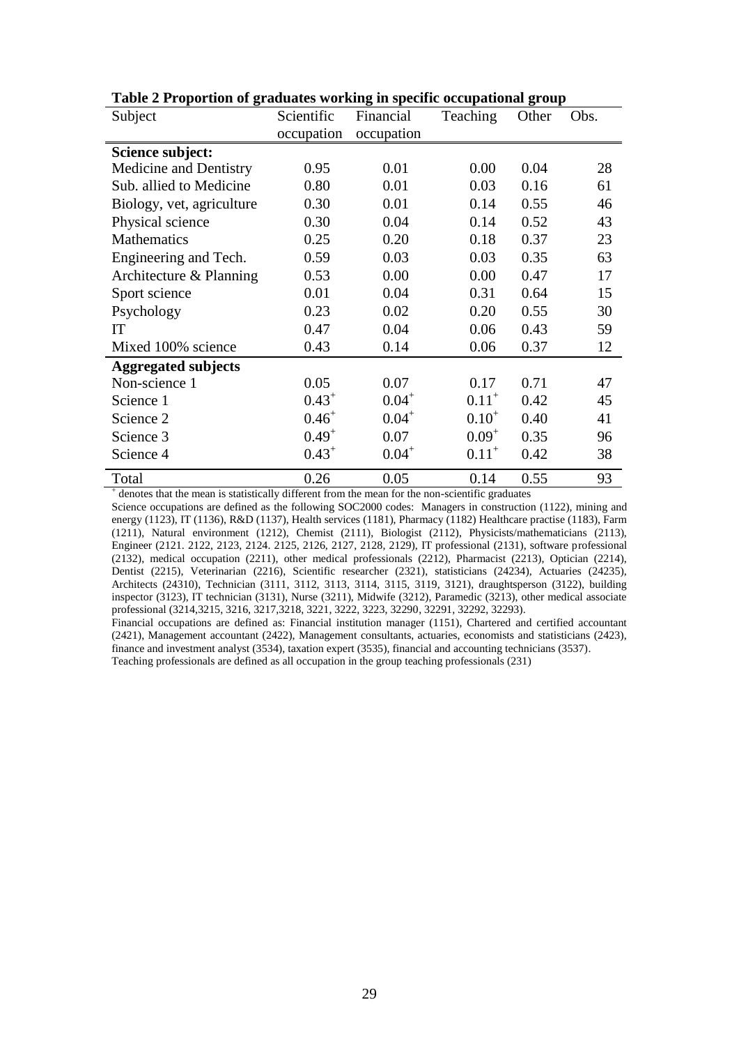**Table 2 Proportion of graduates working in specific occupational group**

| Subject | Scientific occupation | Financial occupation | Teaching | Other | Obs. |
|---|---|---|---|---|---|
| **Science subject:** | | | | | |
| Medicine and Dentistry | 0.95 | 0.01 | 0.00 | 0.04 | 28 |
| Sub. allied to Medicine | 0.80 | 0.01 | 0.03 | 0.16 | 61 |
| Biology, vet, agriculture | 0.30 | 0.01 | 0.14 | 0.55 | 46 |
| Physical science | 0.30 | 0.04 | 0.14 | 0.52 | 43 |
| Mathematics | 0.25 | 0.20 | 0.18 | 0.37 | 23 |
| Engineering and Tech. | 0.59 | 0.03 | 0.03 | 0.35 | 63 |
| Architecture & Planning | 0.53 | 0.00 | 0.00 | 0.47 | 17 |
| Sport science | 0.01 | 0.04 | 0.31 | 0.64 | 15 |
| Psychology | 0.23 | 0.02 | 0.20 | 0.55 | 30 |
| IT | 0.47 | 0.04 | 0.06 | 0.43 | 59 |
| Mixed 100% science | 0.43 | 0.14 | 0.06 | 0.37 | 12 |
| **Aggregated subjects** | | | | | |
| Non-science 1 | 0.05 | 0.07 | 0.17 | 0.71 | 47 |
| Science 1 | $0.43^{+}$ | $0.04^{+}$ | $0.11^{+}$ | 0.42 | 45 |
| Science 2 | $0.46^{+}$ | $0.04^{+}$ | $0.10^{+}$ | 0.40 | 41 |
| Science 3 | $0.49^{+}$ | 0.07 | $0.09^{+}$ | 0.35 | 96 |
| Science 4 | $0.43^{+}$ | $0.04^{+}$ | $0.11^{+}$ | 0.42 | 38 |
| Total | 0.26 | 0.05 | 0.14 | 0.55 | 93 |

$^{+}$ denotes that the mean is statistically different from the mean for the non-scientific graduates

Science occupations are defined as the following SOC2000 codes: Managers in construction (1122), mining and energy (1123), IT (1136), R&D (1137), Health services (1181), Pharmacy (1182) Healthcare practise (1183), Farm (1211), Natural environment (1212), Chemist (2111), Biologist (2112), Physicists/mathematicians (2113), Engineer (2121. 2122, 2123, 2124. 2125, 2126, 2127, 2128, 2129), IT professional (2131), software professional (2132), medical occupation (2211), other medical professionals (2212), Pharmacist (2213), Optician (2214), Dentist (2215), Veterinarian (2216), Scientific researcher (2321), statisticians (24234), Actuaries (24235), Architects (24310), Technician (3111, 3112, 3113, 3114, 3115, 3119, 3121), draughtsperson (3122), building inspector (3123), IT technician (3131), Nurse (3211), Midwife (3212), Paramedic (3213), other medical associate professional (3214,3215, 3216, 3217,3218, 3221, 3222, 3223, 32290, 32291, 32292, 32293).

Financial occupations are defined as: Financial institution manager (1151), Chartered and certified accountant (2421), Management accountant (2422), Management consultants, actuaries, economists and statisticians (2423), finance and investment analyst (3534), taxation expert (3535), financial and accounting technicians (3537).

Teaching professionals are defined as all occupation in the group teaching professionals (231)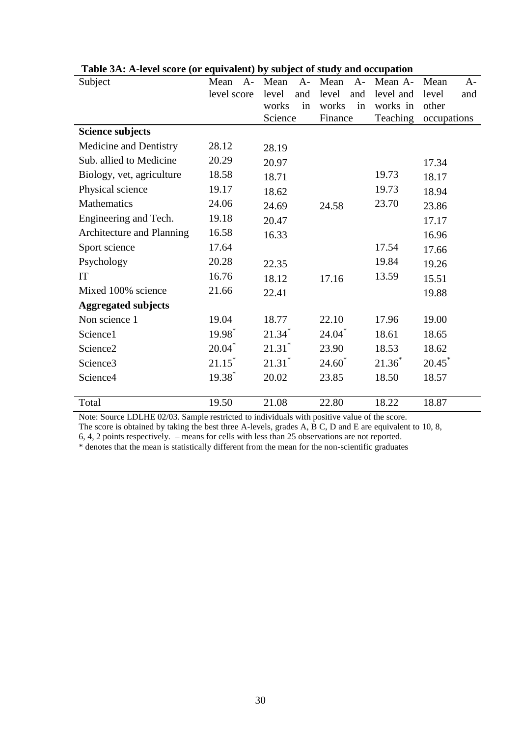**Table 3A: A-level score (or equivalent) by subject of study and occupation**

| Subject | Mean A-level score | Mean A-level and works in Science | Mean A-level and works in Finance | Mean A-level and works in Teaching | Mean A-level and other occupations |
|---|---|---|---|---|---|
| **Science subjects** | | | | | |
| Medicine and Dentistry | 28.12 | 28.19 | | | |
| Sub. allied to Medicine | 20.29 | 20.97 | | | 17.34 |
| Biology, vet, agriculture | 18.58 | 18.71 | | 19.73 | 18.17 |
| Physical science | 19.17 | 18.62 | | 19.73 | 18.94 |
| Mathematics | 24.06 | 24.69 | 24.58 | 23.70 | 23.86 |
| Engineering and Tech. | 19.18 | 20.47 | | | 17.17 |
| Architecture and Planning | 16.58 | 16.33 | | | 16.96 |
| Sport science | 17.64 | | | 17.54 | 17.66 |
| Psychology | 20.28 | 22.35 | | 19.84 | 19.26 |
| IT | 16.76 | 18.12 | 17.16 | 13.59 | 15.51 |
| Mixed 100% science | 21.66 | 22.41 | | | 19.88 |
| **Aggregated subjects** | | | | | |
| Non science 1 | 19.04 | 18.77 | 22.10 | 17.96 | 19.00 |
| Science1 | 19.98* | 21.34* | 24.04* | 18.61 | 18.65 |
| Science2 | 20.04* | 21.31* | 23.90 | 18.53 | 18.62 |
| Science3 | 21.15* | 21.31* | 24.60* | 21.36* | 20.45* |
| Science4 | 19.38* | 20.02 | 23.85 | 18.50 | 18.57 |
| Total | 19.50 | 21.08 | 22.80 | 18.22 | 18.87 |

Note: Source LDLHE 02/03. Sample restricted to individuals with positive value of the score.
The score is obtained by taking the best three A-levels, grades A, B C, D and E are equivalent to 10, 8, 6, 4, 2 points respectively. – means for cells with less than 25 observations are not reported.
* denotes that the mean is statistically different from the mean for the non-scientific graduates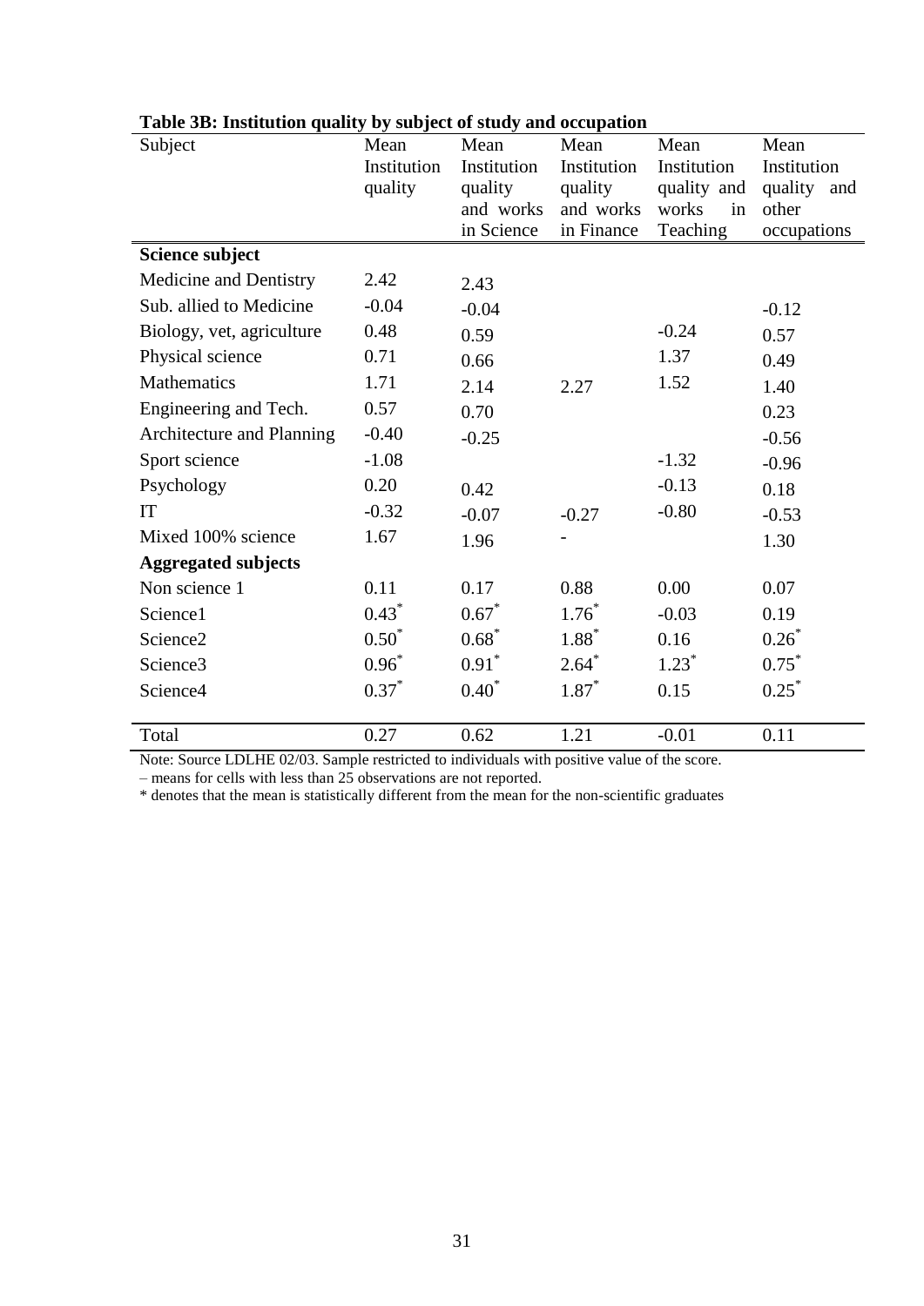**Table 3B: Institution quality by subject of study and occupation**

| Subject | Mean Institution quality | Mean Institution quality and works in Science | Mean Institution quality and works in Finance | Mean Institution quality and works in Teaching | Mean Institution quality and other occupations |
|---|---|---|---|---|---|
| **Science subject** | | | | | |
| Medicine and Dentistry | 2.42 | 2.43 | | | |
| Sub. allied to Medicine | -0.04 | -0.04 | | | -0.12 |
| Biology, vet, agriculture | 0.48 | 0.59 | | -0.24 | 0.57 |
| Physical science | 0.71 | 0.66 | | 1.37 | 0.49 |
| Mathematics | 1.71 | 2.14 | 2.27 | 1.52 | 1.40 |
| Engineering and Tech. | 0.57 | 0.70 | | | 0.23 |
| Architecture and Planning | -0.40 | -0.25 | | | -0.56 |
| Sport science | -1.08 | | | -1.32 | -0.96 |
| Psychology | 0.20 | 0.42 | | -0.13 | 0.18 |
| IT | -0.32 | -0.07 | -0.27 | -0.80 | -0.53 |
| Mixed 100% science | 1.67 | 1.96 | - | | 1.30 |
| **Aggregated subjects** | | | | | |
| Non science 1 | 0.11 | 0.17 | 0.88 | 0.00 | 0.07 |
| Science1 | 0.43* | 0.67* | 1.76* | -0.03 | 0.19 |
| Science2 | 0.50* | 0.68* | 1.88* | 0.16 | 0.26* |
| Science3 | 0.96* | 0.91* | 2.64* | 1.23* | 0.75* |
| Science4 | 0.37* | 0.40* | 1.87* | 0.15 | 0.25* |
| Total | 0.27 | 0.62 | 1.21 | -0.01 | 0.11 |

Note: Source LDLHE 02/03. Sample restricted to individuals with positive value of the score.
– means for cells with less than 25 observations are not reported.
* denotes that the mean is statistically different from the mean for the non-scientific graduates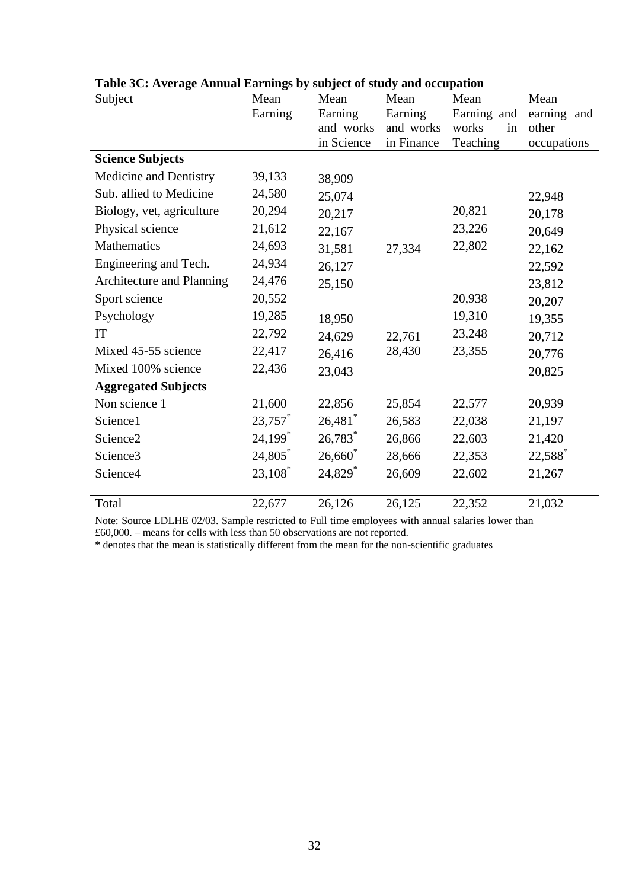**Table 3C: Average Annual Earnings by subject of study and occupation**

| Subject | Mean Earning | Mean Earning and works in Science | Mean Earning and works in Finance | Mean Earning and works in Teaching | Mean earning and other occupations |
|---|---|---|---|---|---|
| **Science Subjects** | | | | | |
| Medicine and Dentistry | 39,133 | 38,909 | | | |
| Sub. allied to Medicine | 24,580 | 25,074 | | | 22,948 |
| Biology, vet, agriculture | 20,294 | 20,217 | | 20,821 | 20,178 |
| Physical science | 21,612 | 22,167 | | 23,226 | 20,649 |
| Mathematics | 24,693 | 31,581 | 27,334 | 22,802 | 22,162 |
| Engineering and Tech. | 24,934 | 26,127 | | | 22,592 |
| Architecture and Planning | 24,476 | 25,150 | | | 23,812 |
| Sport science | 20,552 | | | 20,938 | 20,207 |
| Psychology | 19,285 | 18,950 | | 19,310 | 19,355 |
| IT | 22,792 | 24,629 | 22,761 | 23,248 | 20,712 |
| Mixed 45-55 science | 22,417 | 26,416 | 28,430 | 23,355 | 20,776 |
| Mixed 100% science | 22,436 | 23,043 | | | 20,825 |
| **Aggregated Subjects** | | | | | |
| Non science 1 | 21,600 | 22,856 | 25,854 | 22,577 | 20,939 |
| Science1 | 23,757* | 26,481* | 26,583 | 22,038 | 21,197 |
| Science2 | 24,199* | 26,783* | 26,866 | 22,603 | 21,420 |
| Science3 | 24,805* | 26,660* | 28,666 | 22,353 | 22,588* |
| Science4 | 23,108* | 24,829* | 26,609 | 22,602 | 21,267 |
| Total | 22,677 | 26,126 | 26,125 | 22,352 | 21,032 |

Note: Source LDLHE 02/03. Sample restricted to Full time employees with annual salaries lower than £60,000. – means for cells with less than 50 observations are not reported.

* denotes that the mean is statistically different from the mean for the non-scientific graduates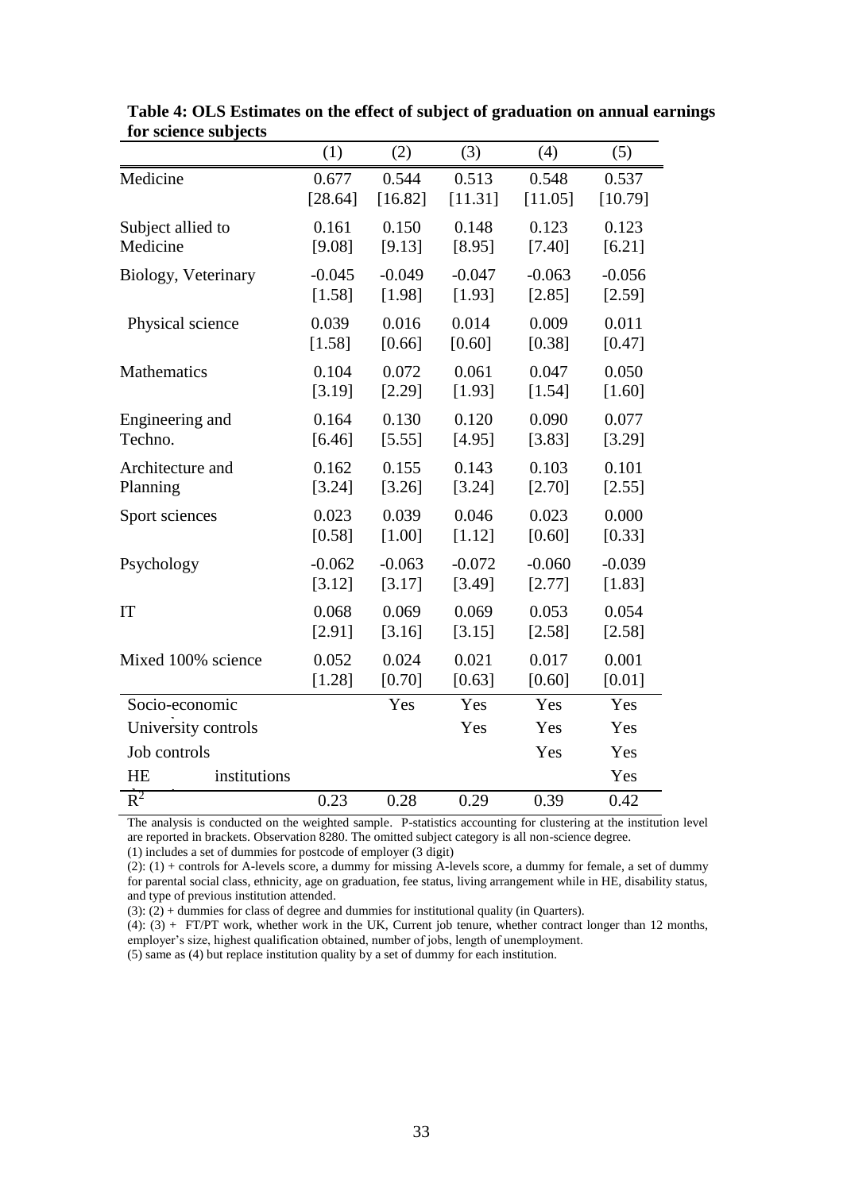**Table 4: OLS Estimates on the effect of subject of graduation on annual earnings for science subjects**

| | (1) | (2) | (3) | (4) | (5) |
|---|---|---|---|---|---|
| Medicine | 0.677 | 0.544 | 0.513 | 0.548 | 0.537 |
| | [28.64] | [16.82] | [11.31] | [11.05] | [10.79] |
| Subject allied to Medicine | 0.161 | 0.150 | 0.148 | 0.123 | 0.123 |
| | [9.08] | [9.13] | [8.95] | [7.40] | [6.21] |
| Biology, Veterinary | -0.045 | -0.049 | -0.047 | -0.063 | -0.056 |
| | [1.58] | [1.98] | [1.93] | [2.85] | [2.59] |
| Physical science | 0.039 | 0.016 | 0.014 | 0.009 | 0.011 |
| | [1.58] | [0.66] | [0.60] | [0.38] | [0.47] |
| Mathematics | 0.104 | 0.072 | 0.061 | 0.047 | 0.050 |
| | [3.19] | [2.29] | [1.93] | [1.54] | [1.60] |
| Engineering and Techno. | 0.164 | 0.130 | 0.120 | 0.090 | 0.077 |
| | [6.46] | [5.55] | [4.95] | [3.83] | [3.29] |
| Architecture and Planning | 0.162 | 0.155 | 0.143 | 0.103 | 0.101 |
| | [3.24] | [3.26] | [3.24] | [2.70] | [2.55] |
| Sport sciences | 0.023 | 0.039 | 0.046 | 0.023 | 0.000 |
| | [0.58] | [1.00] | [1.12] | [0.60] | [0.33] |
| Psychology | -0.062 | -0.063 | -0.072 | -0.060 | -0.039 |
| | [3.12] | [3.17] | [3.49] | [2.77] | [1.83] |
| IT | 0.068 | 0.069 | 0.069 | 0.053 | 0.054 |
| | [2.91] | [3.16] | [3.15] | [2.58] | [2.58] |
| Mixed 100% science | 0.052 | 0.024 | 0.021 | 0.017 | 0.001 |
| | [1.28] | [0.70] | [0.63] | [0.60] | [0.01] |
| Socio-economic | | Yes | Yes | Yes | Yes |
| University controls | | | Yes | Yes | Yes |
| Job controls | | | | Yes | Yes |
| HE institutions | | | | | Yes |
| $R^2$ | 0.23 | 0.28 | 0.29 | 0.39 | 0.42 |

The analysis is conducted on the weighted sample. P-statistics accounting for clustering at the institution level are reported in brackets. Observation 8280. The omitted subject category is all non-science degree.

(1) includes a set of dummies for postcode of employer (3 digit)

(2): (1) + controls for A-levels score, a dummy for missing A-levels score, a dummy for female, a set of dummy for parental social class, ethnicity, age on graduation, fee status, living arrangement while in HE, disability status, and type of previous institution attended.

(3): (2) + dummies for class of degree and dummies for institutional quality (in Quarters).

(4): (3) + FT/PT work, whether work in the UK, Current job tenure, whether contract longer than 12 months, employer's size, highest qualification obtained, number of jobs, length of unemployment.

(5) same as (4) but replace institution quality by a set of dummy for each institution.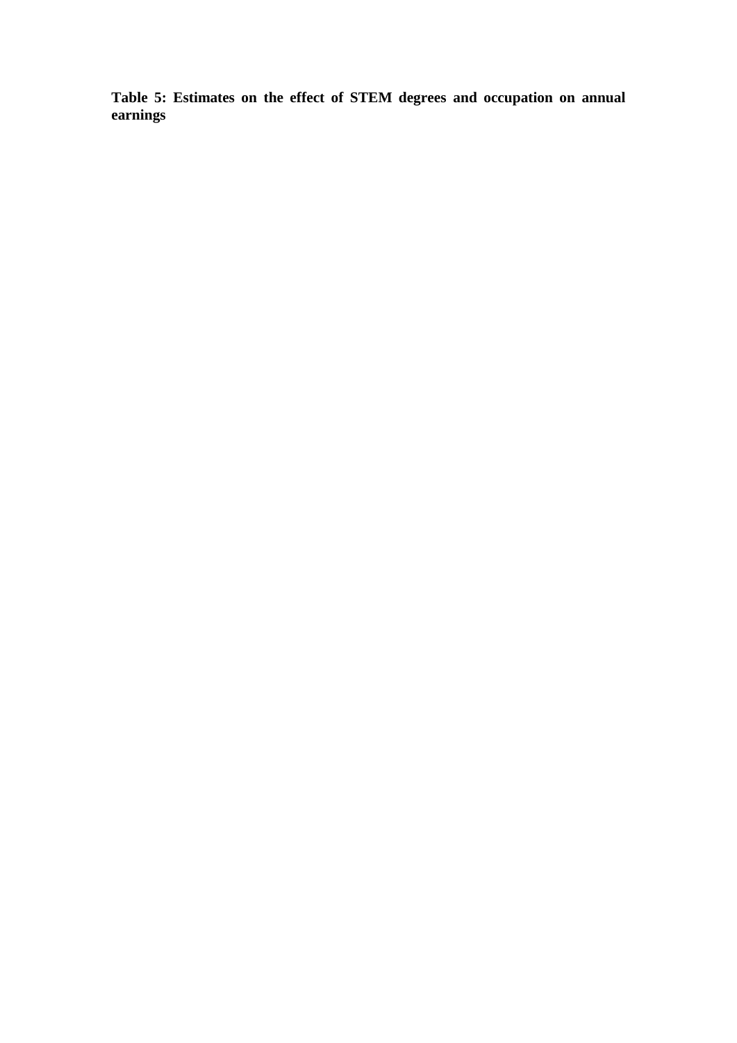**Table 5: Estimates on the effect of STEM degrees and occupation on annual earnings**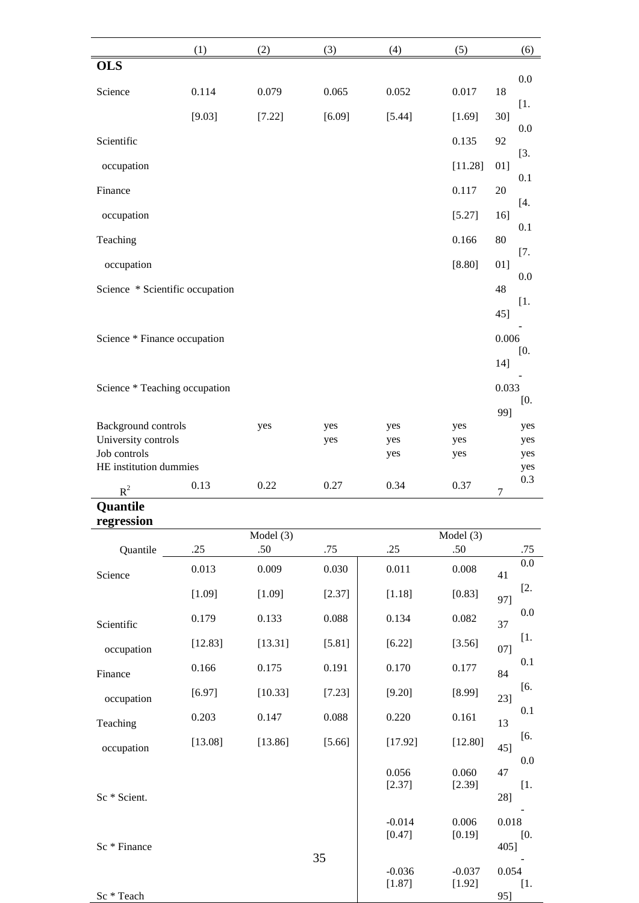| | (1) | (2) | (3) | (4) | (5) | (6) |
|---|---|---|---|---|---|---|
| **OLS** | | | | | | |
| Science | 0.114 | 0.079 | 0.065 | 0.052 | 0.017 | 0.018 |
| | [9.03] | [7.22] | [6.09] | [5.44] | [1.69] | [1.30] |
| Scientific occupation | | | | | 0.135 | 0.092 |
| | | | | | [11.28] | [3.01] |
| Finance occupation | | | | | 0.117 | 0.120 |
| | | | | | [5.27] | [4.16] |
| Teaching occupation | | | | | 0.166 | 0.180 |
| | | | | | [8.80] | [7.01] |
| Science * Scientific occupation | | | | | | 0.048 |
| | | | | | | [1.45] |
| Science * Finance occupation | | | | | | -0.006 |
| | | | | | | [0.14] |
| Science * Teaching occupation | | | | | | -0.033 |
| | | | | | | [0.99] |
| Background controls | | yes | yes | yes | yes | yes |
| University controls | | | yes | yes | yes | yes |
| Job controls | | | | yes | yes | yes |
| HE institution dummies | | | | | | yes |
| $R^2$ | 0.13 | 0.22 | 0.27 | 0.34 | 0.37 | 0.37 |

**Quantile regression**

| | Model (3) | | | Model (3) | | |
|---|---|---|---|---|---|---|
| Quantile | .25 | .50 | .75 | .25 | .50 | .75 |
| Science | 0.013 | 0.009 | 0.030 | 0.011 | 0.008 | 0.041 |
| | [1.09] | [1.09] | [2.37] | [1.18] | [0.83] | [2.97] |
| Scientific occupation | 0.179 | 0.133 | 0.088 | 0.134 | 0.082 | 0.037 |
| | [12.83] | [13.31] | [5.81] | [6.22] | [3.56] | [1.07] |
| Finance occupation | 0.166 | 0.175 | 0.191 | 0.170 | 0.177 | 0.184 |
| | [6.97] | [10.33] | [7.23] | [9.20] | [8.99] | [6.23] |
| Teaching occupation | 0.203 | 0.147 | 0.088 | 0.220 | 0.161 | 0.113 |
| | [13.08] | [13.86] | [5.66] | [17.92] | [12.80] | [6.45] |
| Sc * Scient. | | | | 0.056 | 0.060 | 0.047 |
| | | | | [2.37] | [2.39] | [1.28] |
| Sc * Finance | | | | -0.014 | 0.006 | -0.018 |
| | | | | [0.47] | [0.19] | [0.405] |
| Sc * Teach | | | | -0.036 | -0.037 | -0.054 |
| | | | | [1.87] | [1.92] | [1.95] |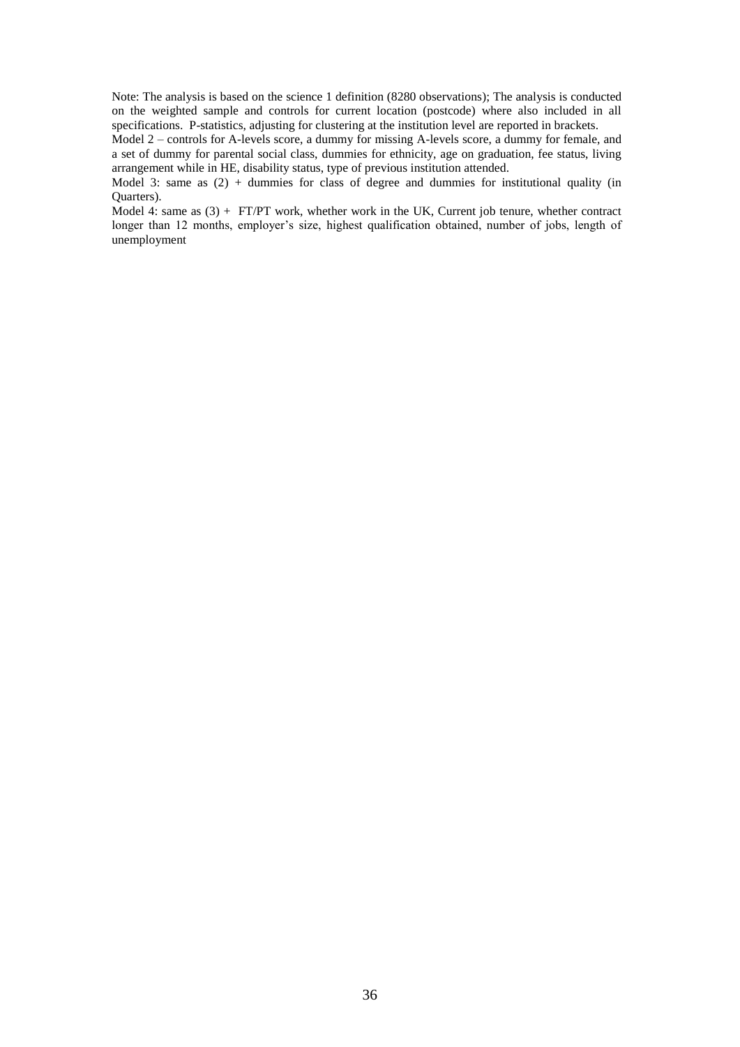Note: The analysis is based on the science 1 definition (8280 observations); The analysis is conducted on the weighted sample and controls for current location (postcode) where also included in all specifications. P-statistics, adjusting for clustering at the institution level are reported in brackets.

Model 2 – controls for A-levels score, a dummy for missing A-levels score, a dummy for female, and a set of dummy for parental social class, dummies for ethnicity, age on graduation, fee status, living arrangement while in HE, disability status, type of previous institution attended.

Model 3: same as (2) + dummies for class of degree and dummies for institutional quality (in Quarters).

Model 4: same as (3) + FT/PT work, whether work in the UK, Current job tenure, whether contract longer than 12 months, employer's size, highest qualification obtained, number of jobs, length of unemployment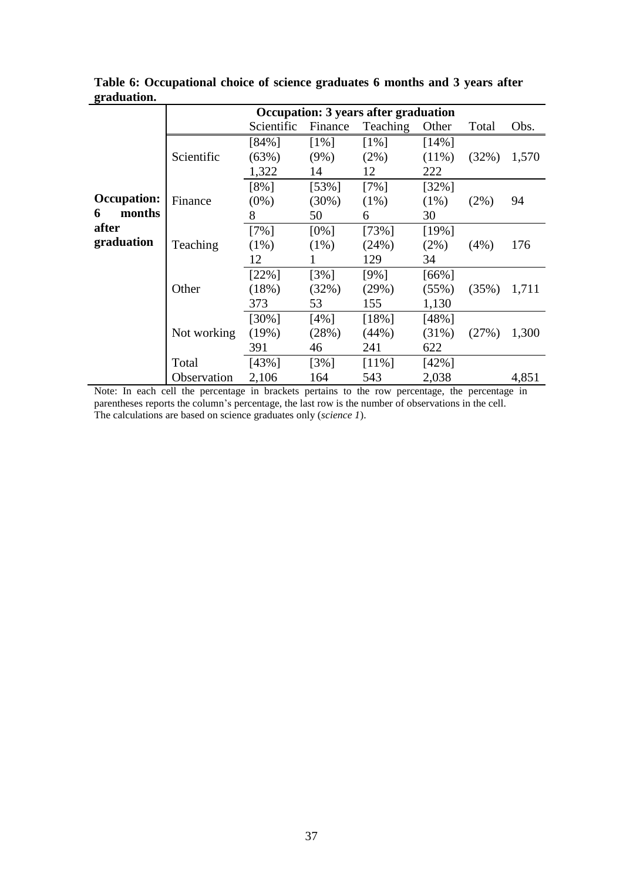**Table 6: Occupational choice of science graduates 6 months and 3 years after graduation.**

| | | Occupation: 3 years after graduation | | | | | |
|---|---|---|---|---|---|---|---|
| | | Scientific | Finance | Teaching | Other | Total | Obs. |
| **Occupation: 6 months after graduation** | Scientific | [84%]<br>(63%)<br>1,322 | [1%]<br>(9%)<br>14 | [1%]<br>(2%)<br>12 | [14%]<br>(11%)<br>222 | (32%) | 1,570 |
| | Finance | [8%]<br>(0%)<br>8 | [53%]<br>(30%)<br>50 | [7%]<br>(1%)<br>6 | [32%]<br>(1%)<br>30 | (2%) | 94 |
| | Teaching | [7%]<br>(1%)<br>12 | [0%]<br>(1%)<br>1 | [73%]<br>(24%)<br>129 | [19%]<br>(2%)<br>34 | (4%) | 176 |
| | Other | [22%]<br>(18%)<br>373 | [3%]<br>(32%)<br>53 | [9%]<br>(29%)<br>155 | [66%]<br>(55%)<br>1,130 | (35%) | 1,711 |
| | Not working | [30%]<br>(19%)<br>391 | [4%]<br>(28%)<br>46 | [18%]<br>(44%)<br>241 | [48%]<br>(31%)<br>622 | (27%) | 1,300 |
| | Total<br>Observation | [43%]<br>2,106 | [3%]<br>164 | [11%]<br>543 | [42%]<br>2,038 | | 4,851 |

Note: In each cell the percentage in brackets pertains to the row percentage, the percentage in parentheses reports the column's percentage, the last row is the number of observations in the cell. The calculations are based on science graduates only (*science 1*).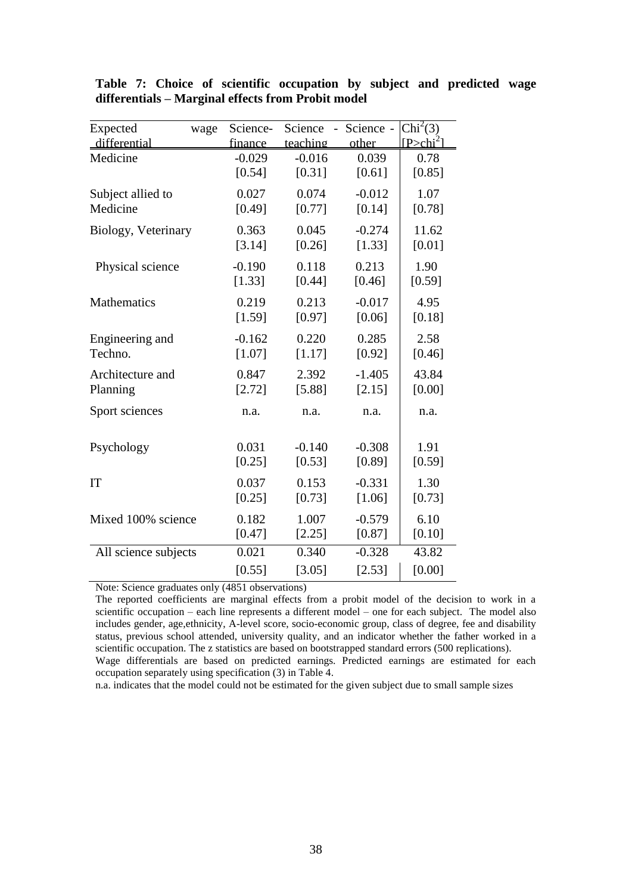**Table 7: Choice of scientific occupation by subject and predicted wage differentials – Marginal effects from Probit model**

| Expected wage differential | Science-finance | Science - teaching | Science - other | $Chi^2(3)$ [$P>chi^2$] |
|---|---|---|---|---|
| Medicine | -0.029 | -0.016 | 0.039 | 0.78 |
| | [0.54] | [0.31] | [0.61] | [0.85] |
| Subject allied to Medicine | 0.027 | 0.074 | -0.012 | 1.07 |
| | [0.49] | [0.77] | [0.14] | [0.78] |
| Biology, Veterinary | 0.363 | 0.045 | -0.274 | 11.62 |
| | [3.14] | [0.26] | [1.33] | [0.01] |
| Physical science | -0.190 | 0.118 | 0.213 | 1.90 |
| | [1.33] | [0.44] | [0.46] | [0.59] |
| Mathematics | 0.219 | 0.213 | -0.017 | 4.95 |
| | [1.59] | [0.97] | [0.06] | [0.18] |
| Engineering and Techno. | -0.162 | 0.220 | 0.285 | 2.58 |
| | [1.07] | [1.17] | [0.92] | [0.46] |
| Architecture and Planning | 0.847 | 2.392 | -1.405 | 43.84 |
| | [2.72] | [5.88] | [2.15] | [0.00] |
| Sport sciences | n.a. | n.a. | n.a. | n.a. |
| Psychology | 0.031 | -0.140 | -0.308 | 1.91 |
| | [0.25] | [0.53] | [0.89] | [0.59] |
| IT | 0.037 | 0.153 | -0.331 | 1.30 |
| | [0.25] | [0.73] | [1.06] | [0.73] |
| Mixed 100% science | 0.182 | 1.007 | -0.579 | 6.10 |
| | [0.47] | [2.25] | [0.87] | [0.10] |
| All science subjects | 0.021 | 0.340 | -0.328 | 43.82 |
| | [0.55] | [3.05] | [2.53] | [0.00] |

Note: Science graduates only (4851 observations)

The reported coefficients are marginal effects from a probit model of the decision to work in a scientific occupation – each line represents a different model – one for each subject. The model also includes gender, age,ethnicity, A-level score, socio-economic group, class of degree, fee and disability status, previous school attended, university quality, and an indicator whether the father worked in a scientific occupation. The z statistics are based on bootstrapped standard errors (500 replications).

Wage differentials are based on predicted earnings. Predicted earnings are estimated for each occupation separately using specification (3) in Table 4.

n.a. indicates that the model could not be estimated for the given subject due to small sample sizes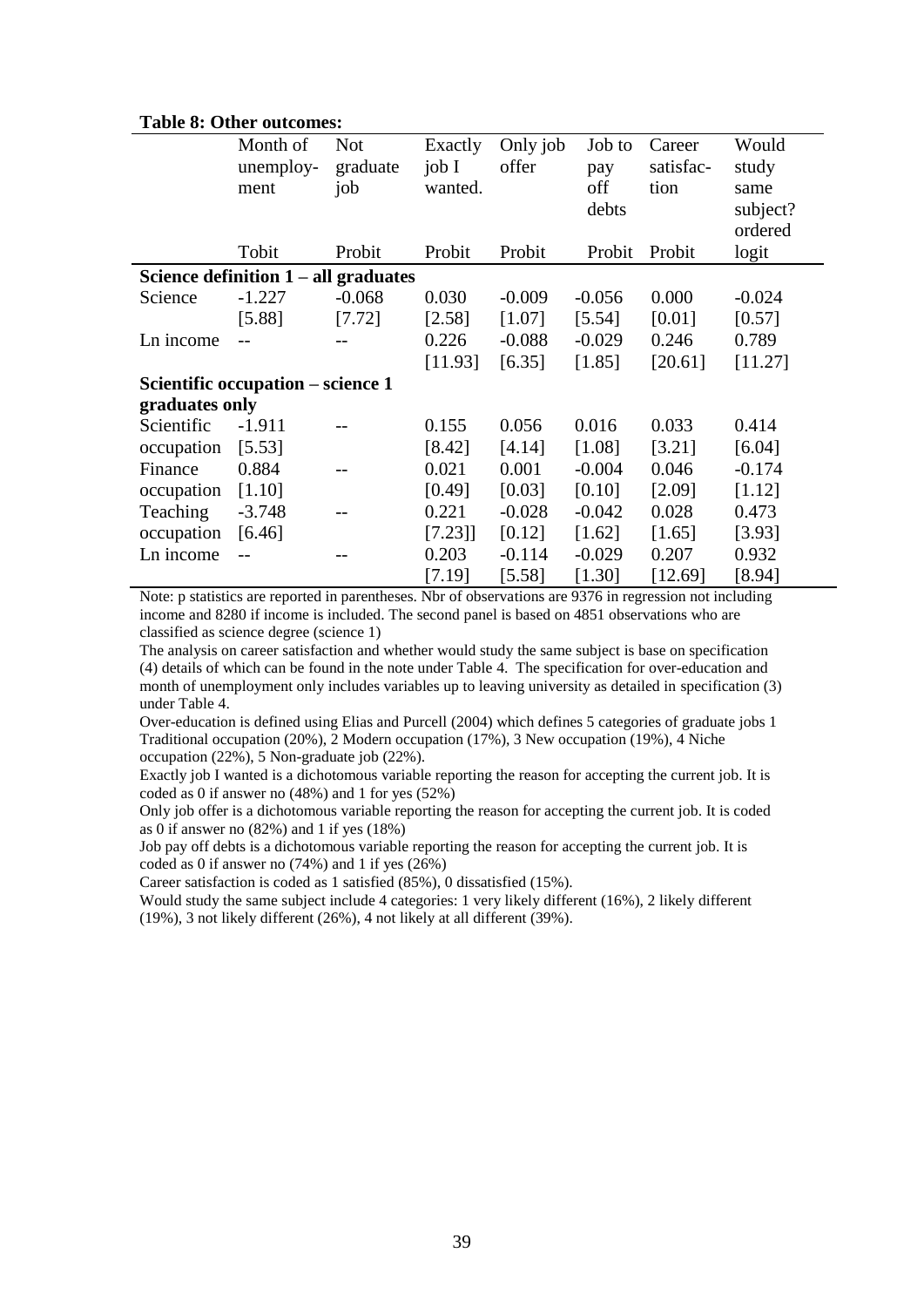**Table 8: Other outcomes:**

| | Month of unemploy-ment | Not graduate job | Exactly job I wanted. | Only job offer | Job to pay off debts | Career satisfac-tion | Would study same subject? ordered |
|---|---|---|---|---|---|---|---|
| | Tobit | Probit | Probit | Probit | Probit | Probit | logit |
| **Science definition 1 – all graduates** | | | | | | | |
| Science | -1.227 | -0.068 | 0.030 | -0.009 | -0.056 | 0.000 | -0.024 |
| | [5.88] | [7.72] | [2.58] | [1.07] | [5.54] | [0.01] | [0.57] |
| Ln income | -- | -- | 0.226 | -0.088 | -0.029 | 0.246 | 0.789 |
| | | | [11.93] | [6.35] | [1.85] | [20.61] | [11.27] |
| **Scientific occupation – science 1 graduates only** | | | | | | | |
| Scientific occupation | -1.911 | -- | 0.155 | 0.056 | 0.016 | 0.033 | 0.414 |
| | [5.53] | | [8.42] | [4.14] | [1.08] | [3.21] | [6.04] |
| Finance occupation | 0.884 | -- | 0.021 | 0.001 | -0.004 | 0.046 | -0.174 |
| | [1.10] | | [0.49] | [0.03] | [0.10] | [2.09] | [1.12] |
| Teaching occupation | -3.748 | -- | 0.221 | -0.028 | -0.042 | 0.028 | 0.473 |
| | [6.46] | | [7.23]] | [0.12] | [1.62] | [1.65] | [3.93] |
| Ln income | -- | -- | 0.203 | -0.114 | -0.029 | 0.207 | 0.932 |
| | | | [7.19] | [5.58] | [1.30] | [12.69] | [8.94] |

Note: p statistics are reported in parentheses. Nbr of observations are 9376 in regression not including income and 8280 if income is included. The second panel is based on 4851 observations who are classified as science degree (science 1)

The analysis on career satisfaction and whether would study the same subject is base on specification (4) details of which can be found in the note under Table 4. The specification for over-education and month of unemployment only includes variables up to leaving university as detailed in specification (3) under Table 4.

Over-education is defined using Elias and Purcell (2004) which defines 5 categories of graduate jobs 1 Traditional occupation (20%), 2 Modern occupation (17%), 3 New occupation (19%), 4 Niche occupation (22%), 5 Non-graduate job (22%).

Exactly job I wanted is a dichotomous variable reporting the reason for accepting the current job. It is coded as 0 if answer no (48%) and 1 for yes (52%)

Only job offer is a dichotomous variable reporting the reason for accepting the current job. It is coded as 0 if answer no (82%) and 1 if yes (18%)

Job pay off debts is a dichotomous variable reporting the reason for accepting the current job. It is coded as 0 if answer no (74%) and 1 if yes (26%)

Career satisfaction is coded as 1 satisfied (85%), 0 dissatisfied (15%).

Would study the same subject include 4 categories: 1 very likely different (16%), 2 likely different (19%), 3 not likely different (26%), 4 not likely at all different (39%).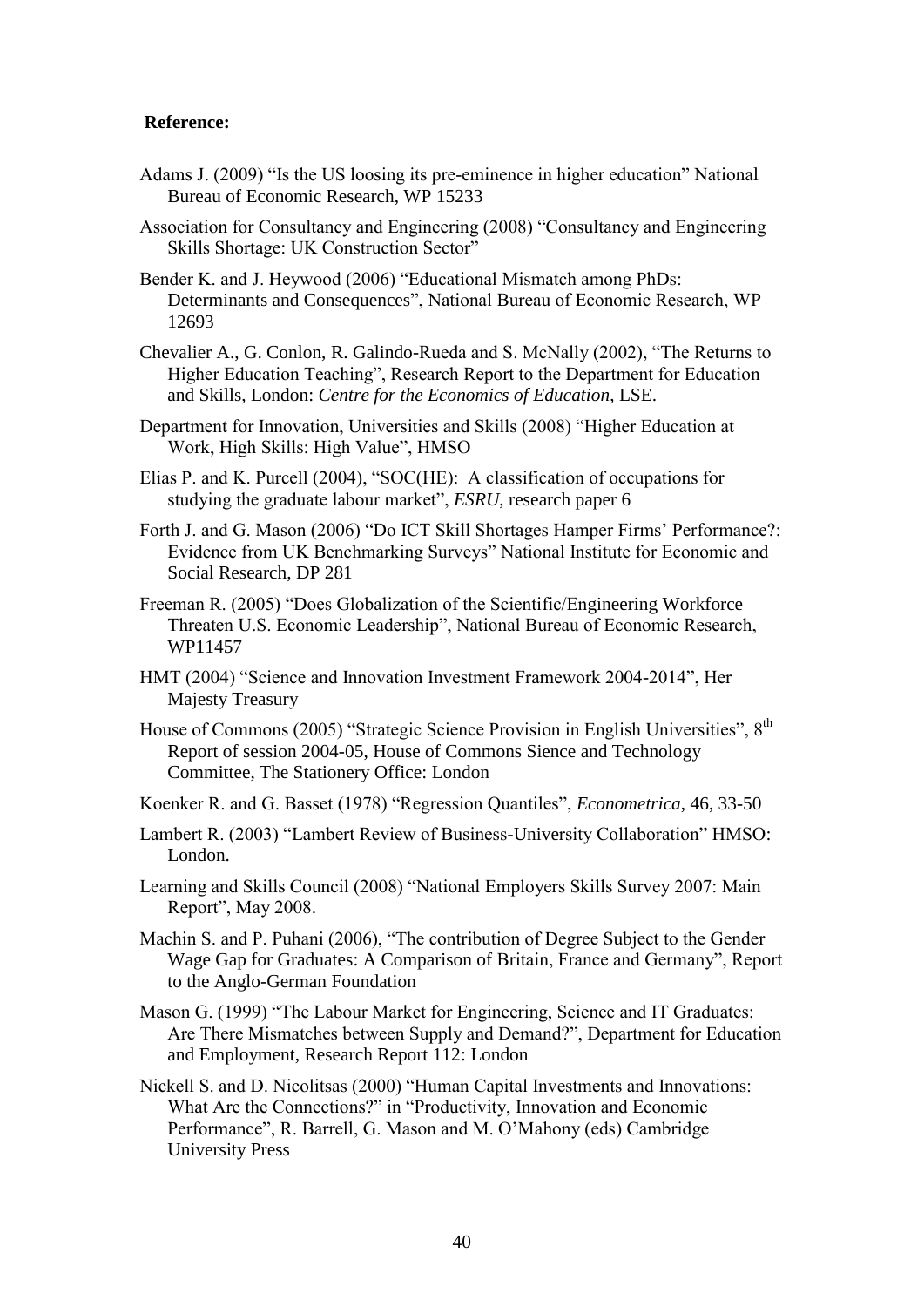**Reference:**

Adams J. (2009) "Is the US loosing its pre-eminence in higher education" National Bureau of Economic Research, WP 15233

Association for Consultancy and Engineering (2008) "Consultancy and Engineering Skills Shortage: UK Construction Sector"

Bender K. and J. Heywood (2006) "Educational Mismatch among PhDs: Determinants and Consequences", National Bureau of Economic Research, WP 12693

Chevalier A., G. Conlon, R. Galindo-Rueda and S. McNally (2002), "The Returns to Higher Education Teaching", Research Report to the Department for Education and Skills, London: *Centre for the Economics of Education*, LSE.

Department for Innovation, Universities and Skills (2008) "Higher Education at Work, High Skills: High Value", HMSO

Elias P. and K. Purcell (2004), "SOC(HE): A classification of occupations for studying the graduate labour market", *ESRU*, research paper 6

Forth J. and G. Mason (2006) "Do ICT Skill Shortages Hamper Firms' Performance?: Evidence from UK Benchmarking Surveys" National Institute for Economic and Social Research, DP 281

Freeman R. (2005) "Does Globalization of the Scientific/Engineering Workforce Threaten U.S. Economic Leadership", National Bureau of Economic Research, WP11457

HMT (2004) "Science and Innovation Investment Framework 2004-2014", Her Majesty Treasury

House of Commons (2005) "Strategic Science Provision in English Universities", 8th Report of session 2004-05, House of Commons Sience and Technology Committee, The Stationery Office: London

Koenker R. and G. Basset (1978) "Regression Quantiles", *Econometrica*, 46, 33-50

Lambert R. (2003) "Lambert Review of Business-University Collaboration" HMSO: London.

Learning and Skills Council (2008) "National Employers Skills Survey 2007: Main Report", May 2008.

Machin S. and P. Puhani (2006), "The contribution of Degree Subject to the Gender Wage Gap for Graduates: A Comparison of Britain, France and Germany", Report to the Anglo-German Foundation

Mason G. (1999) "The Labour Market for Engineering, Science and IT Graduates: Are There Mismatches between Supply and Demand?", Department for Education and Employment, Research Report 112: London

Nickell S. and D. Nicolitsas (2000) "Human Capital Investments and Innovations: What Are the Connections?" in "Productivity, Innovation and Economic Performance", R. Barrell, G. Mason and M. O'Mahony (eds) Cambridge University Press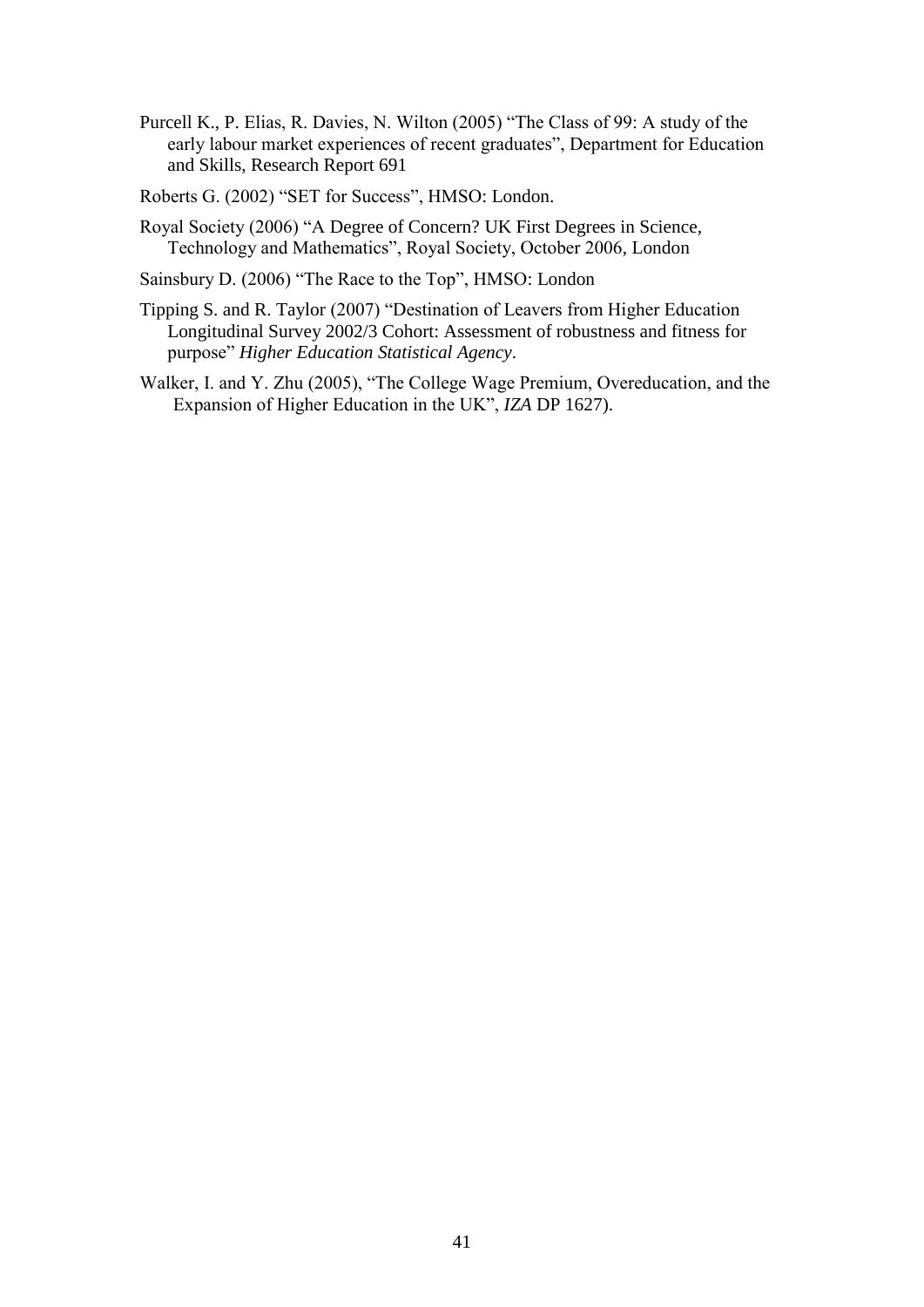Purcell K., P. Elias, R. Davies, N. Wilton (2005) "The Class of 99: A study of the early labour market experiences of recent graduates", Department for Education and Skills, Research Report 691

Roberts G. (2002) "SET for Success", HMSO: London.

Royal Society (2006) "A Degree of Concern? UK First Degrees in Science, Technology and Mathematics", Royal Society, October 2006, London

Sainsbury D. (2006) "The Race to the Top", HMSO: London

Tipping S. and R. Taylor (2007) "Destination of Leavers from Higher Education Longitudinal Survey 2002/3 Cohort: Assessment of robustness and fitness for purpose" *Higher Education Statistical Agency*.

Walker, I. and Y. Zhu (2005), "The College Wage Premium, Overeducation, and the Expansion of Higher Education in the UK", *IZA* DP 1627).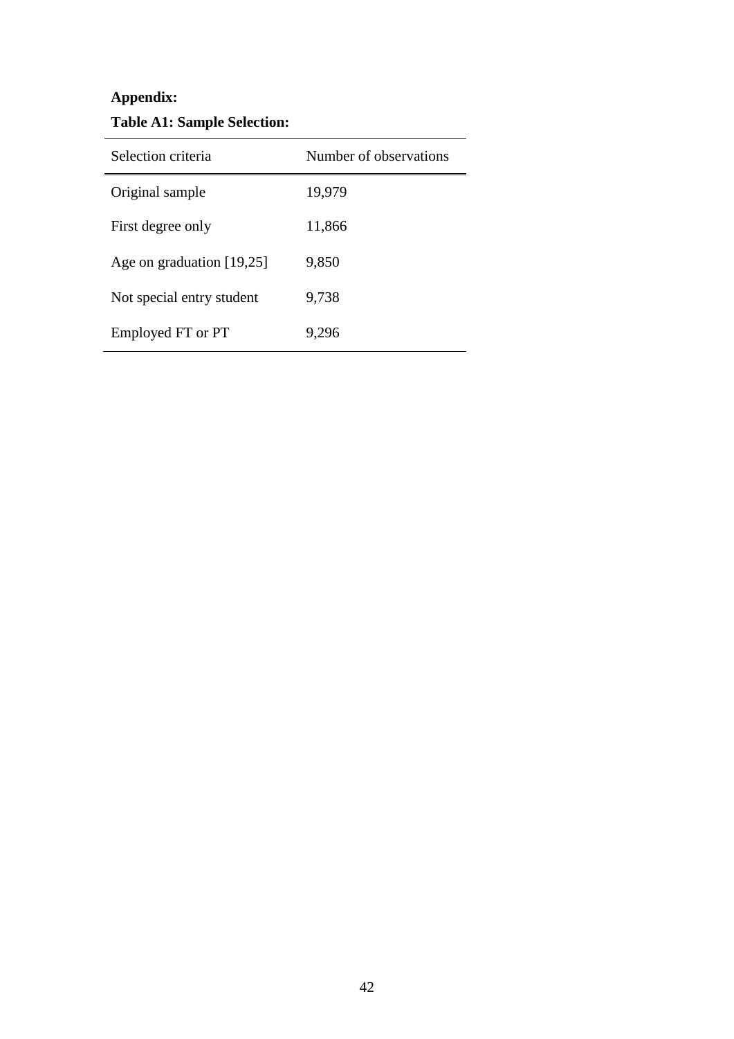**Appendix:**

**Table A1: Sample Selection:**

| Selection criteria | Number of observations |
|---|---|
| Original sample | 19,979 |
| First degree only | 11,866 |
| Age on graduation [19,25] | 9,850 |
| Not special entry student | 9,738 |
| Employed FT or PT | 9,296 |